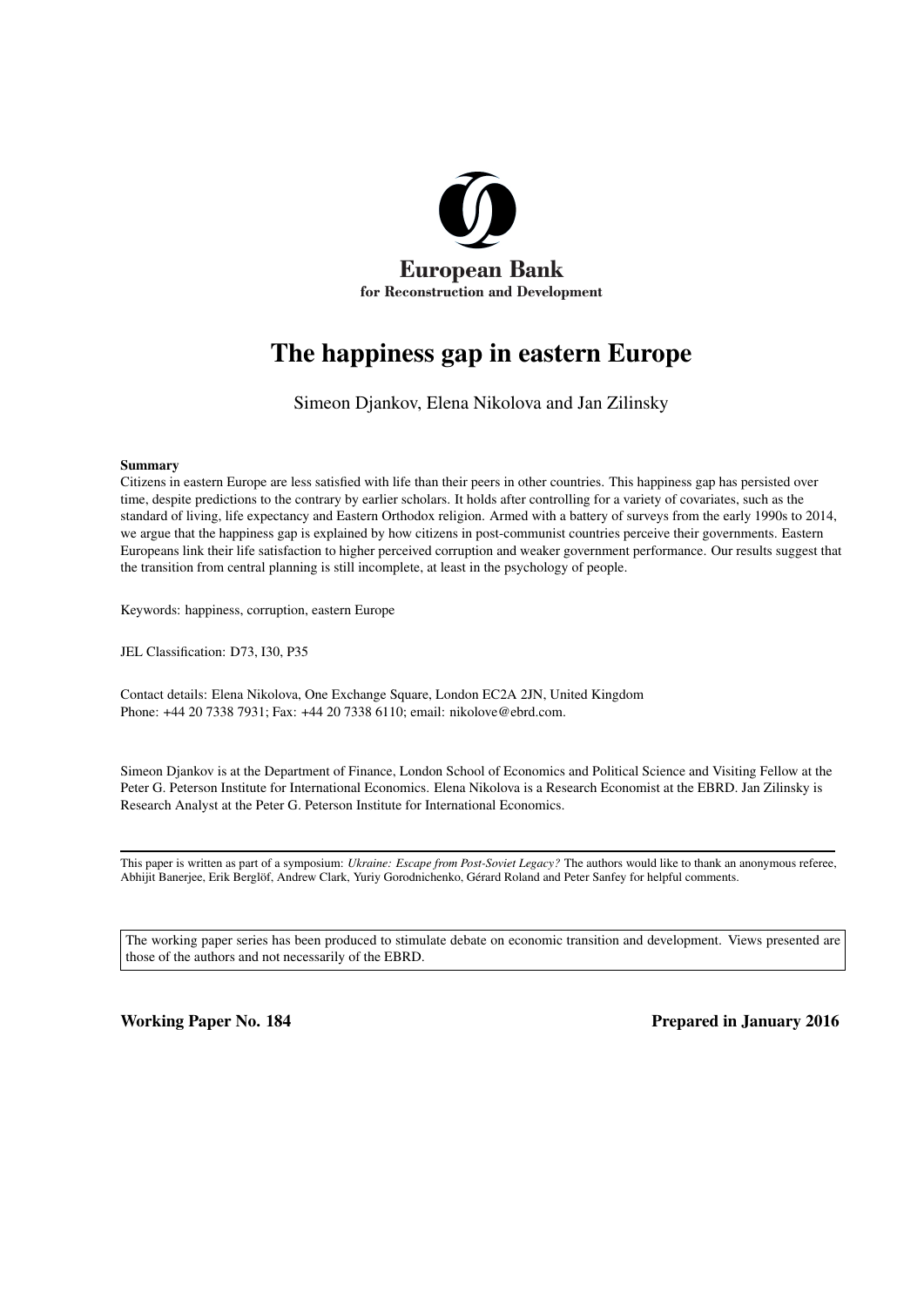**European Bank**
**for Reconstruction and Development**

# The happiness gap in eastern Europe

Simeon Djankov, Elena Nikolova and Jan Zilinsky

**Summary**

Citizens in eastern Europe are less satisfied with life than their peers in other countries. This happiness gap has persisted over time, despite predictions to the contrary by earlier scholars. It holds after controlling for a variety of covariates, such as the standard of living, life expectancy and Eastern Orthodox religion. Armed with a battery of surveys from the early 1990s to 2014, we argue that the happiness gap is explained by how citizens in post-communist countries perceive their governments. Eastern Europeans link their life satisfaction to higher perceived corruption and weaker government performance. Our results suggest that the transition from central planning is still incomplete, at least in the psychology of people.

Keywords: happiness, corruption, eastern Europe

JEL Classification: D73, I30, P35

Contact details: Elena Nikolova, One Exchange Square, London EC2A 2JN, United Kingdom
Phone: +44 20 7338 7931; Fax: +44 20 7338 6110; email: nikolove@ebrd.com.

Simeon Djankov is at the Department of Finance, London School of Economics and Political Science and Visiting Fellow at the Peter G. Peterson Institute for International Economics. Elena Nikolova is a Research Economist at the EBRD. Jan Zilinsky is Research Analyst at the Peter G. Peterson Institute for International Economics.

---

This paper is written as part of a symposium: *Ukraine: Escape from Post-Soviet Legacy?* The authors would like to thank an anonymous referee, Abhijit Banerjee, Erik Berglöf, Andrew Clark, Yuriy Gorodnichenko, Gérard Roland and Peter Sanfey for helpful comments.

The working paper series has been produced to stimulate debate on economic transition and development. Views presented are those of the authors and not necessarily of the EBRD.

**Working Paper No. 184** **Prepared in January 2016**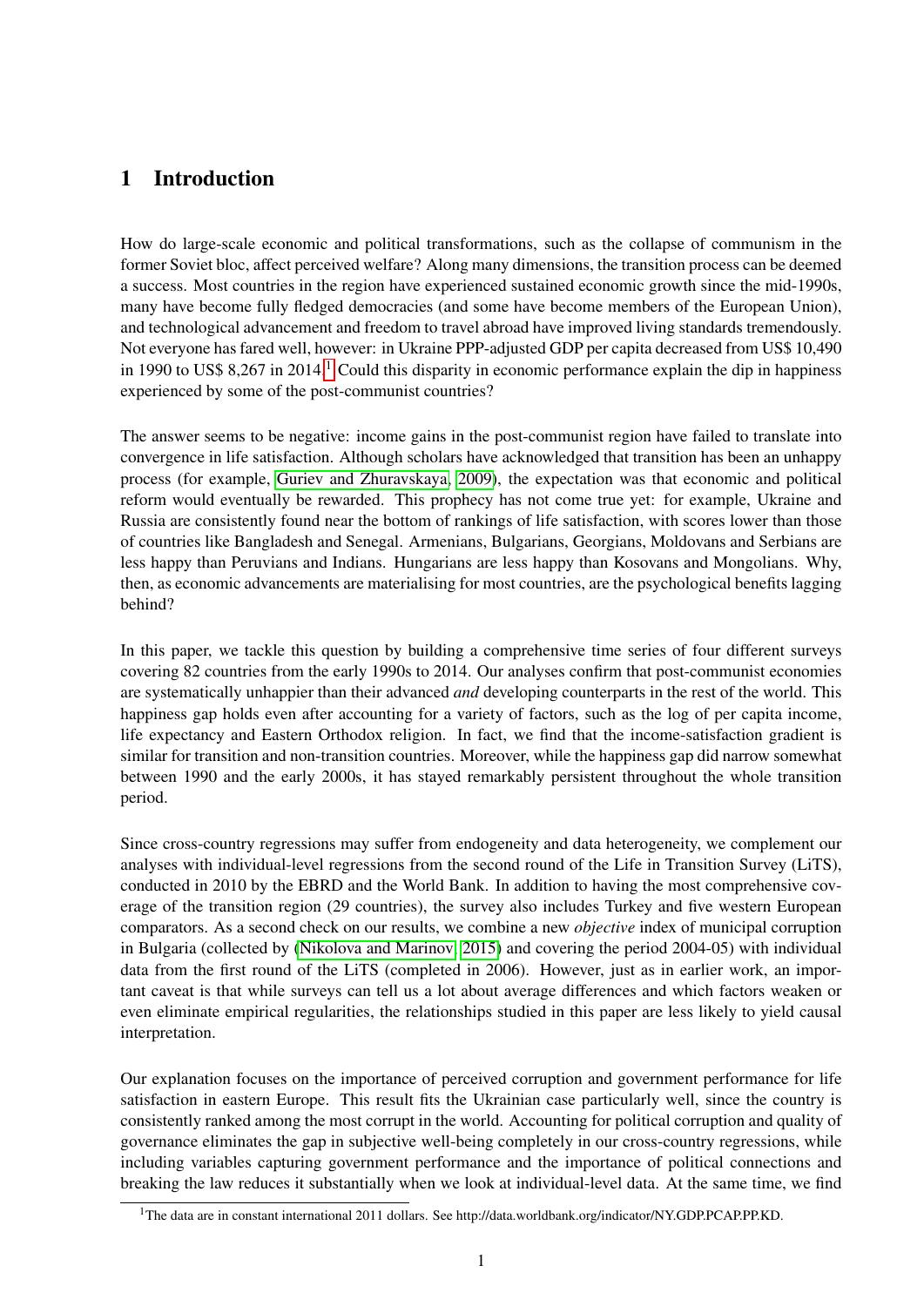## 1 Introduction

How do large-scale economic and political transformations, such as the collapse of communism in the former Soviet bloc, affect perceived welfare? Along many dimensions, the transition process can be deemed a success. Most countries in the region have experienced sustained economic growth since the mid-1990s, many have become fully fledged democracies (and some have become members of the European Union), and technological advancement and freedom to travel abroad have improved living standards tremendously. Not everyone has fared well, however: in Ukraine PPP-adjusted GDP per capita decreased from US$ 10,490 in 1990 to US$ 8,267 in 2014.[1] Could this disparity in economic performance explain the dip in happiness experienced by some of the post-communist countries?

The answer seems to be negative: income gains in the post-communist region have failed to translate into convergence in life satisfaction. Although scholars have acknowledged that transition has been an unhappy process (for example, Guriev and Zhuravskaya, 2009), the expectation was that economic and political reform would eventually be rewarded. This prophecy has not come true yet: for example, Ukraine and Russia are consistently found near the bottom of rankings of life satisfaction, with scores lower than those of countries like Bangladesh and Senegal. Armenians, Bulgarians, Georgians, Moldovans and Serbians are less happy than Peruvians and Indians. Hungarians are less happy than Kosovans and Mongolians. Why, then, as economic advancements are materialising for most countries, are the psychological benefits lagging behind?

In this paper, we tackle this question by building a comprehensive time series of four different surveys covering 82 countries from the early 1990s to 2014. Our analyses confirm that post-communist economies are systematically unhappier than their advanced *and* developing counterparts in the rest of the world. This happiness gap holds even after accounting for a variety of factors, such as the log of per capita income, life expectancy and Eastern Orthodox religion. In fact, we find that the income-satisfaction gradient is similar for transition and non-transition countries. Moreover, while the happiness gap did narrow somewhat between 1990 and the early 2000s, it has stayed remarkably persistent throughout the whole transition period.

Since cross-country regressions may suffer from endogeneity and data heterogeneity, we complement our analyses with individual-level regressions from the second round of the Life in Transition Survey (LiTS), conducted in 2010 by the EBRD and the World Bank. In addition to having the most comprehensive coverage of the transition region (29 countries), the survey also includes Turkey and five western European comparators. As a second check on our results, we combine a new *objective* index of municipal corruption in Bulgaria (collected by (Nikolova and Marinov, 2015) and covering the period 2004-05) with individual data from the first round of the LiTS (completed in 2006). However, just as in earlier work, an important caveat is that while surveys can tell us a lot about average differences and which factors weaken or even eliminate empirical regularities, the relationships studied in this paper are less likely to yield causal interpretation.

Our explanation focuses on the importance of perceived corruption and government performance for life satisfaction in eastern Europe. This result fits the Ukrainian case particularly well, since the country is consistently ranked among the most corrupt in the world. Accounting for political corruption and quality of governance eliminates the gap in subjective well-being completely in our cross-country regressions, while including variables capturing government performance and the importance of political connections and breaking the law reduces it substantially when we look at individual-level data. At the same time, we find

[1] The data are in constant international 2011 dollars. See http://data.worldbank.org/indicator/NY.GDP.PCAP.PP.KD.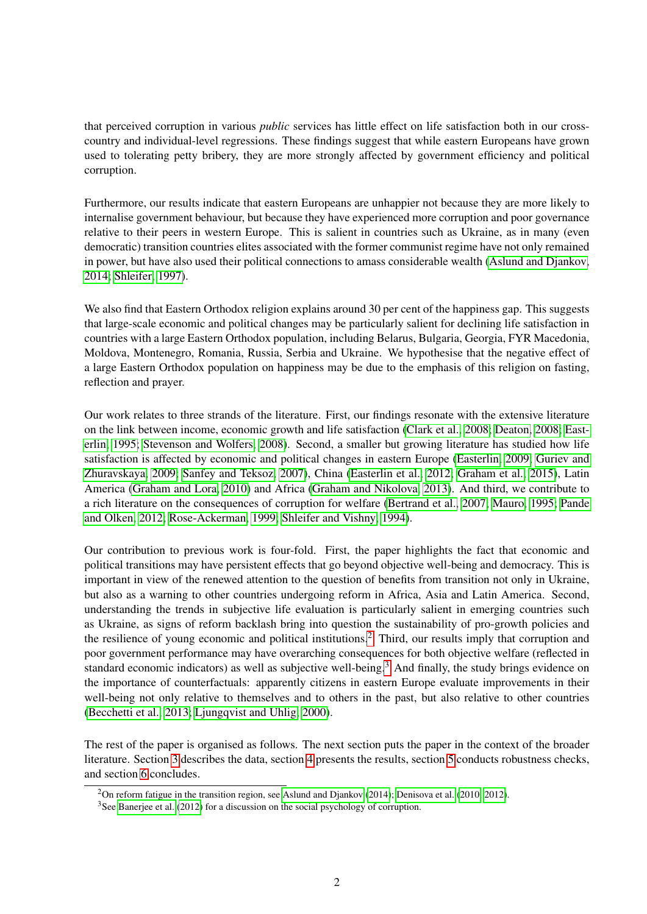that perceived corruption in various *public* services has little effect on life satisfaction both in our cross-country and individual-level regressions. These findings suggest that while eastern Europeans have grown used to tolerating petty bribery, they are more strongly affected by government efficiency and political corruption.

Furthermore, our results indicate that eastern Europeans are unhappier not because they are more likely to internalise government behaviour, but because they have experienced more corruption and poor governance relative to their peers in western Europe. This is salient in countries such as Ukraine, as in many (even democratic) transition countries elites associated with the former communist regime have not only remained in power, but have also used their political connections to amass considerable wealth (Aslund and Djankov, 2014; Shleifer, 1997).

We also find that Eastern Orthodox religion explains around 30 per cent of the happiness gap. This suggests that large-scale economic and political changes may be particularly salient for declining life satisfaction in countries with a large Eastern Orthodox population, including Belarus, Bulgaria, Georgia, FYR Macedonia, Moldova, Montenegro, Romania, Russia, Serbia and Ukraine. We hypothesise that the negative effect of a large Eastern Orthodox population on happiness may be due to the emphasis of this religion on fasting, reflection and prayer.

Our work relates to three strands of the literature. First, our findings resonate with the extensive literature on the link between income, economic growth and life satisfaction (Clark et al., 2008; Deaton, 2008; Easterlin, 1995; Stevenson and Wolfers, 2008). Second, a smaller but growing literature has studied how life satisfaction is affected by economic and political changes in eastern Europe (Easterlin, 2009; Guriev and Zhuravskaya, 2009; Sanfey and Teksoz, 2007), China (Easterlin et al., 2012; Graham et al., 2015), Latin America (Graham and Lora, 2010) and Africa (Graham and Nikolova, 2013). And third, we contribute to a rich literature on the consequences of corruption for welfare (Bertrand et al., 2007; Mauro, 1995; Pande and Olken, 2012; Rose-Ackerman, 1999; Shleifer and Vishny, 1994).

Our contribution to previous work is four-fold. First, the paper highlights the fact that economic and political transitions may have persistent effects that go beyond objective well-being and democracy. This is important in view of the renewed attention to the question of benefits from transition not only in Ukraine, but also as a warning to other countries undergoing reform in Africa, Asia and Latin America. Second, understanding the trends in subjective life evaluation is particularly salient in emerging countries such as Ukraine, as signs of reform backlash bring into question the sustainability of pro-growth policies and the resilience of young economic and political institutions.[2] Third, our results imply that corruption and poor government performance may have overarching consequences for both objective welfare (reflected in standard economic indicators) as well as subjective well-being.[3] And finally, the study brings evidence on the importance of counterfactuals: apparently citizens in eastern Europe evaluate improvements in their well-being not only relative to themselves and to others in the past, but also relative to other countries (Becchetti et al., 2013; Ljungqvist and Uhlig, 2000).

The rest of the paper is organised as follows. The next section puts the paper in the context of the broader literature. Section 3 describes the data, section 4 presents the results, section 5 conducts robustness checks, and section 6 concludes.

---

[2] On reform fatigue in the transition region, see Aslund and Djankov (2014); Denisova et al. (2010, 2012).

[3] See Banerjee et al. (2012) for a discussion on the social psychology of corruption.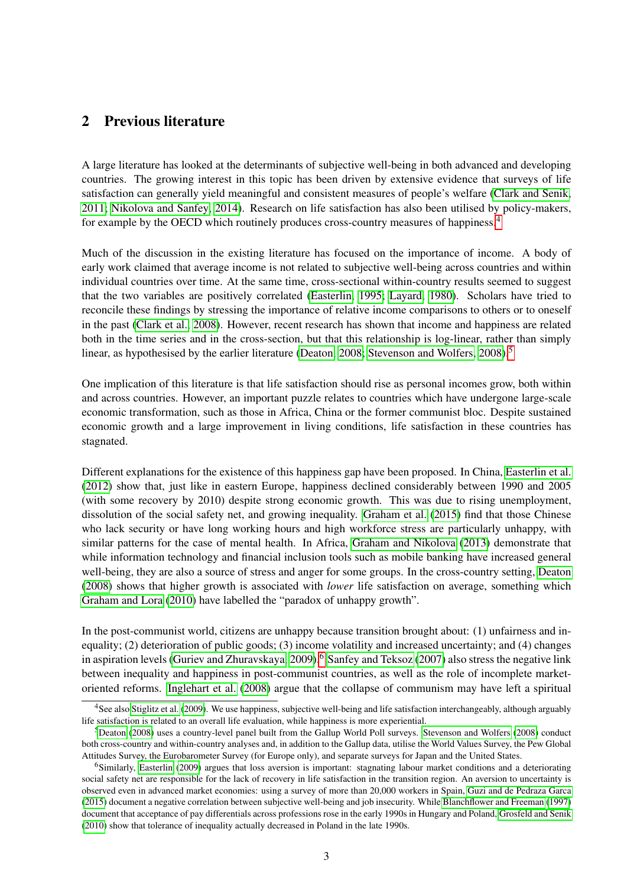## 2 Previous literature

A large literature has looked at the determinants of subjective well-being in both advanced and developing countries. The growing interest in this topic has been driven by extensive evidence that surveys of life satisfaction can generally yield meaningful and consistent measures of people's welfare (Clark and Senik, 2011; Nikolova and Sanfey, 2014). Research on life satisfaction has also been utilised by policy-makers, for example by the OECD which routinely produces cross-country measures of happiness.[4]

Much of the discussion in the existing literature has focused on the importance of income. A body of early work claimed that average income is not related to subjective well-being across countries and within individual countries over time. At the same time, cross-sectional within-country results seemed to suggest that the two variables are positively correlated (Easterlin, 1995; Layard, 1980). Scholars have tried to reconcile these findings by stressing the importance of relative income comparisons to others or to oneself in the past (Clark et al., 2008). However, recent research has shown that income and happiness are related both in the time series and in the cross-section, but that this relationship is log-linear, rather than simply linear, as hypothesised by the earlier literature (Deaton, 2008; Stevenson and Wolfers, 2008).[5]

One implication of this literature is that life satisfaction should rise as personal incomes grow, both within and across countries. However, an important puzzle relates to countries which have undergone large-scale economic transformation, such as those in Africa, China or the former communist bloc. Despite sustained economic growth and a large improvement in living conditions, life satisfaction in these countries has stagnated.

Different explanations for the existence of this happiness gap have been proposed. In China, Easterlin et al. (2012) show that, just like in eastern Europe, happiness declined considerably between 1990 and 2005 (with some recovery by 2010) despite strong economic growth. This was due to rising unemployment, dissolution of the social safety net, and growing inequality. Graham et al. (2015) find that those Chinese who lack security or have long working hours and high workforce stress are particularly unhappy, with similar patterns for the case of mental health. In Africa, Graham and Nikolova (2013) demonstrate that while information technology and financial inclusion tools such as mobile banking have increased general well-being, they are also a source of stress and anger for some groups. In the cross-country setting, Deaton (2008) shows that higher growth is associated with *lower* life satisfaction on average, something which Graham and Lora (2010) have labelled the "paradox of unhappy growth".

In the post-communist world, citizens are unhappy because transition brought about: (1) unfairness and inequality; (2) deterioration of public goods; (3) income volatility and increased uncertainty; and (4) changes in aspiration levels (Guriev and Zhuravskaya, 2009).[6] Sanfey and Teksoz (2007) also stress the negative link between inequality and happiness in post-communist countries, as well as the role of incomplete market-oriented reforms. Inglehart et al. (2008) argue that the collapse of communism may have left a spiritual

---

[4] See also Stiglitz et al. (2009). We use happiness, subjective well-being and life satisfaction interchangeably, although arguably life satisfaction is related to an overall life evaluation, while happiness is more experiential.

[5] Deaton (2008) uses a country-level panel built from the Gallup World Poll surveys. Stevenson and Wolfers (2008) conduct both cross-country and within-country analyses and, in addition to the Gallup data, utilise the World Values Survey, the Pew Global Attitudes Survey, the Eurobarometer Survey (for Europe only), and separate surveys for Japan and the United States.

[6] Similarly, Easterlin (2009) argues that loss aversion is important: stagnating labour market conditions and a deteriorating social safety net are responsible for the lack of recovery in life satisfaction in the transition region. An aversion to uncertainty is observed even in advanced market economies: using a survey of more than 20,000 workers in Spain, Guzi and de Pedraza Garca (2015) document a negative correlation between subjective well-being and job insecurity. While Blanchflower and Freeman (1997) document that acceptance of pay differentials across professions rose in the early 1990s in Hungary and Poland, Grosfeld and Senik (2010) show that tolerance of inequality actually decreased in Poland in the late 1990s.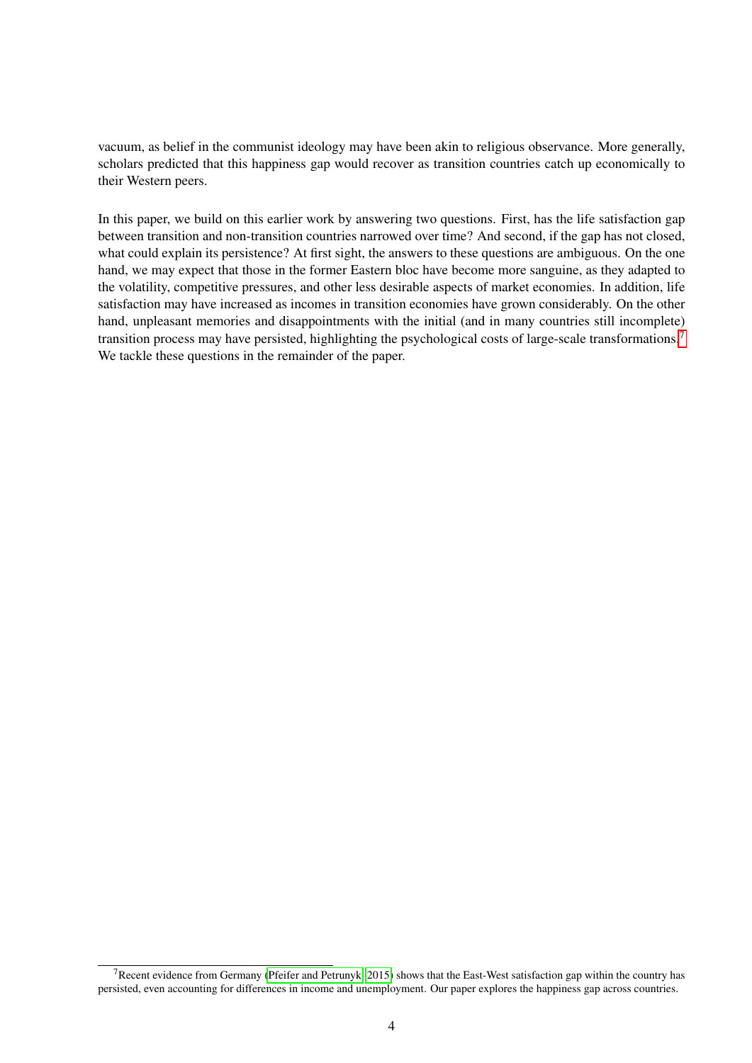vacuum, as belief in the communist ideology may have been akin to religious observance. More generally, scholars predicted that this happiness gap would recover as transition countries catch up economically to their Western peers.

In this paper, we build on this earlier work by answering two questions. First, has the life satisfaction gap between transition and non-transition countries narrowed over time? And second, if the gap has not closed, what could explain its persistence? At first sight, the answers to these questions are ambiguous. On the one hand, we may expect that those in the former Eastern bloc have become more sanguine, as they adapted to the volatility, competitive pressures, and other less desirable aspects of market economies. In addition, life satisfaction may have increased as incomes in transition economies have grown considerably. On the other hand, unpleasant memories and disappointments with the initial (and in many countries still incomplete) transition process may have persisted, highlighting the psychological costs of large-scale transformations.[7] We tackle these questions in the remainder of the paper.

[7] Recent evidence from Germany (Pfeifer and Petrunyk, 2015) shows that the East-West satisfaction gap within the country has persisted, even accounting for differences in income and unemployment. Our paper explores the happiness gap across countries.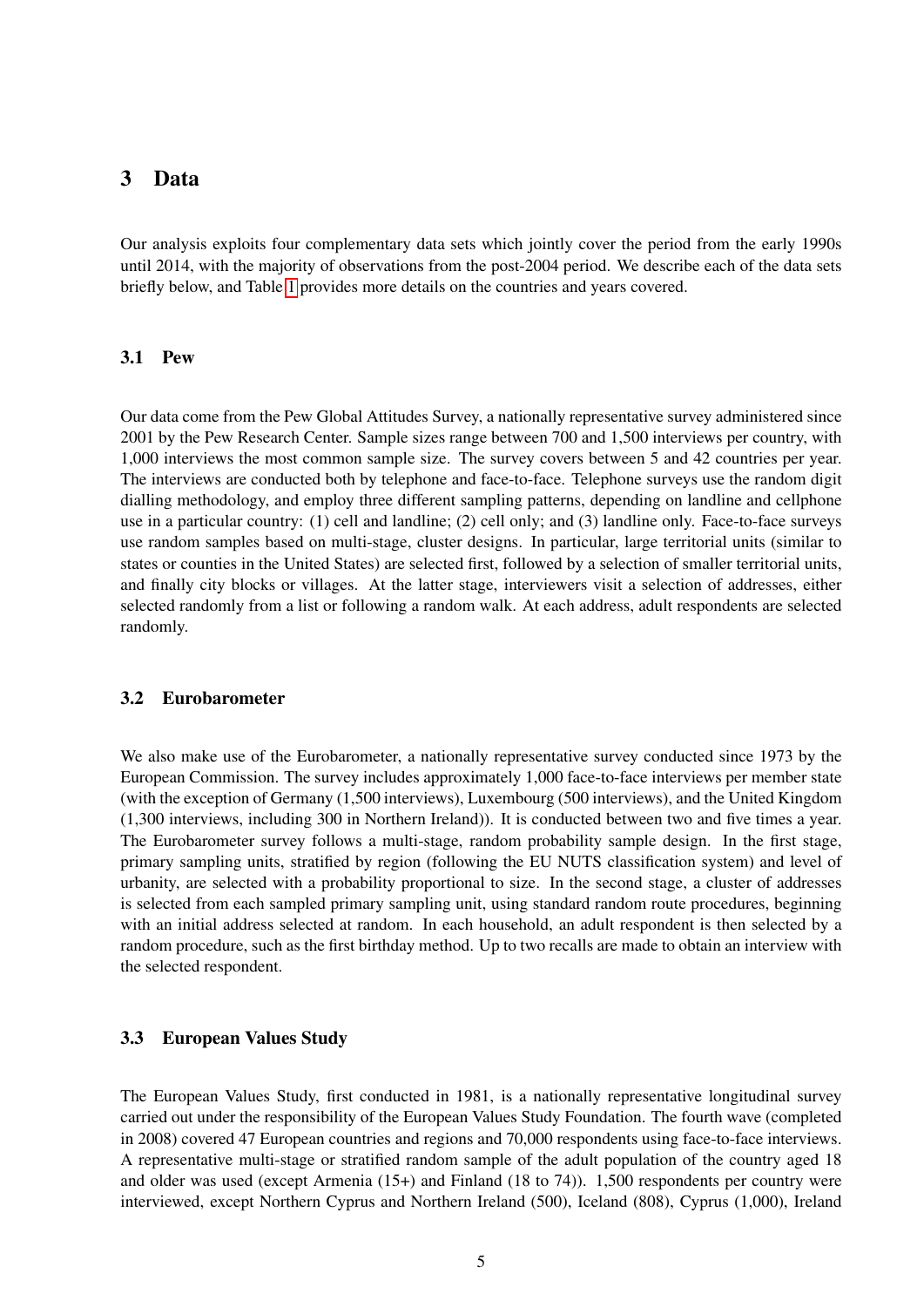## 3 Data

Our analysis exploits four complementary data sets which jointly cover the period from the early 1990s until 2014, with the majority of observations from the post-2004 period. We describe each of the data sets briefly below, and Table 1 provides more details on the countries and years covered.

### 3.1 Pew

Our data come from the Pew Global Attitudes Survey, a nationally representative survey administered since 2001 by the Pew Research Center. Sample sizes range between 700 and 1,500 interviews per country, with 1,000 interviews the most common sample size. The survey covers between 5 and 42 countries per year. The interviews are conducted both by telephone and face-to-face. Telephone surveys use the random digit dialling methodology, and employ three different sampling patterns, depending on landline and cellphone use in a particular country: (1) cell and landline; (2) cell only; and (3) landline only. Face-to-face surveys use random samples based on multi-stage, cluster designs. In particular, large territorial units (similar to states or counties in the United States) are selected first, followed by a selection of smaller territorial units, and finally city blocks or villages. At the latter stage, interviewers visit a selection of addresses, either selected randomly from a list or following a random walk. At each address, adult respondents are selected randomly.

### 3.2 Eurobarometer

We also make use of the Eurobarometer, a nationally representative survey conducted since 1973 by the European Commission. The survey includes approximately 1,000 face-to-face interviews per member state (with the exception of Germany (1,500 interviews), Luxembourg (500 interviews), and the United Kingdom (1,300 interviews, including 300 in Northern Ireland)). It is conducted between two and five times a year. The Eurobarometer survey follows a multi-stage, random probability sample design. In the first stage, primary sampling units, stratified by region (following the EU NUTS classification system) and level of urbanity, are selected with a probability proportional to size. In the second stage, a cluster of addresses is selected from each sampled primary sampling unit, using standard random route procedures, beginning with an initial address selected at random. In each household, an adult respondent is then selected by a random procedure, such as the first birthday method. Up to two recalls are made to obtain an interview with the selected respondent.

### 3.3 European Values Study

The European Values Study, first conducted in 1981, is a nationally representative longitudinal survey carried out under the responsibility of the European Values Study Foundation. The fourth wave (completed in 2008) covered 47 European countries and regions and 70,000 respondents using face-to-face interviews. A representative multi-stage or stratified random sample of the adult population of the country aged 18 and older was used (except Armenia (15+) and Finland (18 to 74)). 1,500 respondents per country were interviewed, except Northern Cyprus and Northern Ireland (500), Iceland (808), Cyprus (1,000), Ireland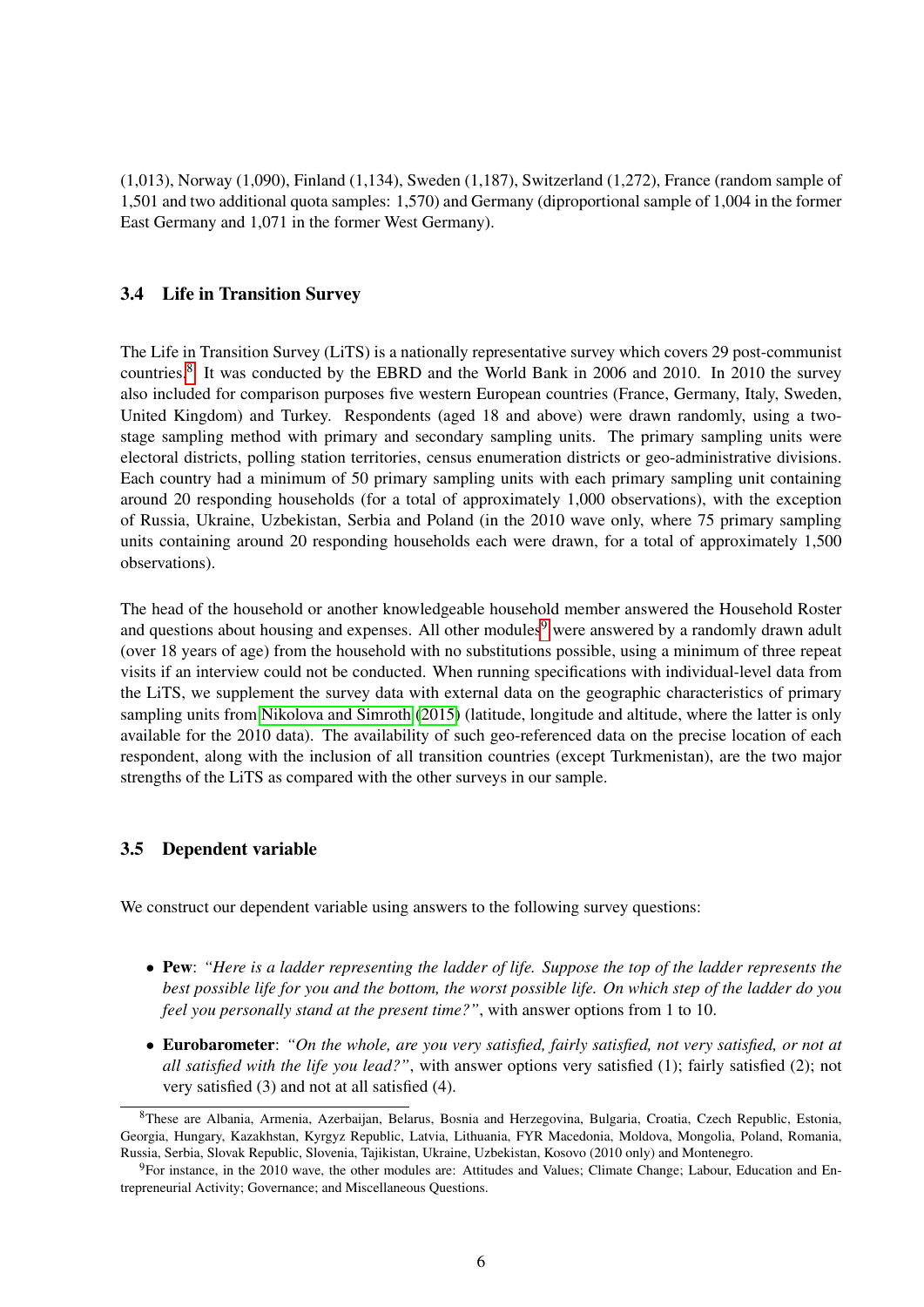(1,013), Norway (1,090), Finland (1,134), Sweden (1,187), Switzerland (1,272), France (random sample of 1,501 and two additional quota samples: 1,570) and Germany (diproportional sample of 1,004 in the former East Germany and 1,071 in the former West Germany).

### 3.4 Life in Transition Survey

The Life in Transition Survey (LiTS) is a nationally representative survey which covers 29 post-communist countries.[8] It was conducted by the EBRD and the World Bank in 2006 and 2010. In 2010 the survey also included for comparison purposes five western European countries (France, Germany, Italy, Sweden, United Kingdom) and Turkey. Respondents (aged 18 and above) were drawn randomly, using a two-stage sampling method with primary and secondary sampling units. The primary sampling units were electoral districts, polling station territories, census enumeration districts or geo-administrative divisions. Each country had a minimum of 50 primary sampling units with each primary sampling unit containing around 20 responding households (for a total of approximately 1,000 observations), with the exception of Russia, Ukraine, Uzbekistan, Serbia and Poland (in the 2010 wave only, where 75 primary sampling units containing around 20 responding households each were drawn, for a total of approximately 1,500 observations).

The head of the household or another knowledgeable household member answered the Household Roster and questions about housing and expenses. All other modules[9] were answered by a randomly drawn adult (over 18 years of age) from the household with no substitutions possible, using a minimum of three repeat visits if an interview could not be conducted. When running specifications with individual-level data from the LiTS, we supplement the survey data with external data on the geographic characteristics of primary sampling units from Nikolova and Simroth (2015) (latitude, longitude and altitude, where the latter is only available for the 2010 data). The availability of such geo-referenced data on the precise location of each respondent, along with the inclusion of all transition countries (except Turkmenistan), are the two major strengths of the LiTS as compared with the other surveys in our sample.

### 3.5 Dependent variable

We construct our dependent variable using answers to the following survey questions:

- **Pew**: *"Here is a ladder representing the ladder of life. Suppose the top of the ladder represents the best possible life for you and the bottom, the worst possible life. On which step of the ladder do you feel you personally stand at the present time?"*, with answer options from 1 to 10.
- **Eurobarometer**: *"On the whole, are you very satisfied, fairly satisfied, not very satisfied, or not at all satisfied with the life you lead?"*, with answer options very satisfied (1); fairly satisfied (2); not very satisfied (3) and not at all satisfied (4).

[8] These are Albania, Armenia, Azerbaijan, Belarus, Bosnia and Herzegovina, Bulgaria, Croatia, Czech Republic, Estonia, Georgia, Hungary, Kazakhstan, Kyrgyz Republic, Latvia, Lithuania, FYR Macedonia, Moldova, Mongolia, Poland, Romania, Russia, Serbia, Slovak Republic, Slovenia, Tajikistan, Ukraine, Uzbekistan, Kosovo (2010 only) and Montenegro.

[9] For instance, in the 2010 wave, the other modules are: Attitudes and Values; Climate Change; Labour, Education and Entrepreneurial Activity; Governance; and Miscellaneous Questions.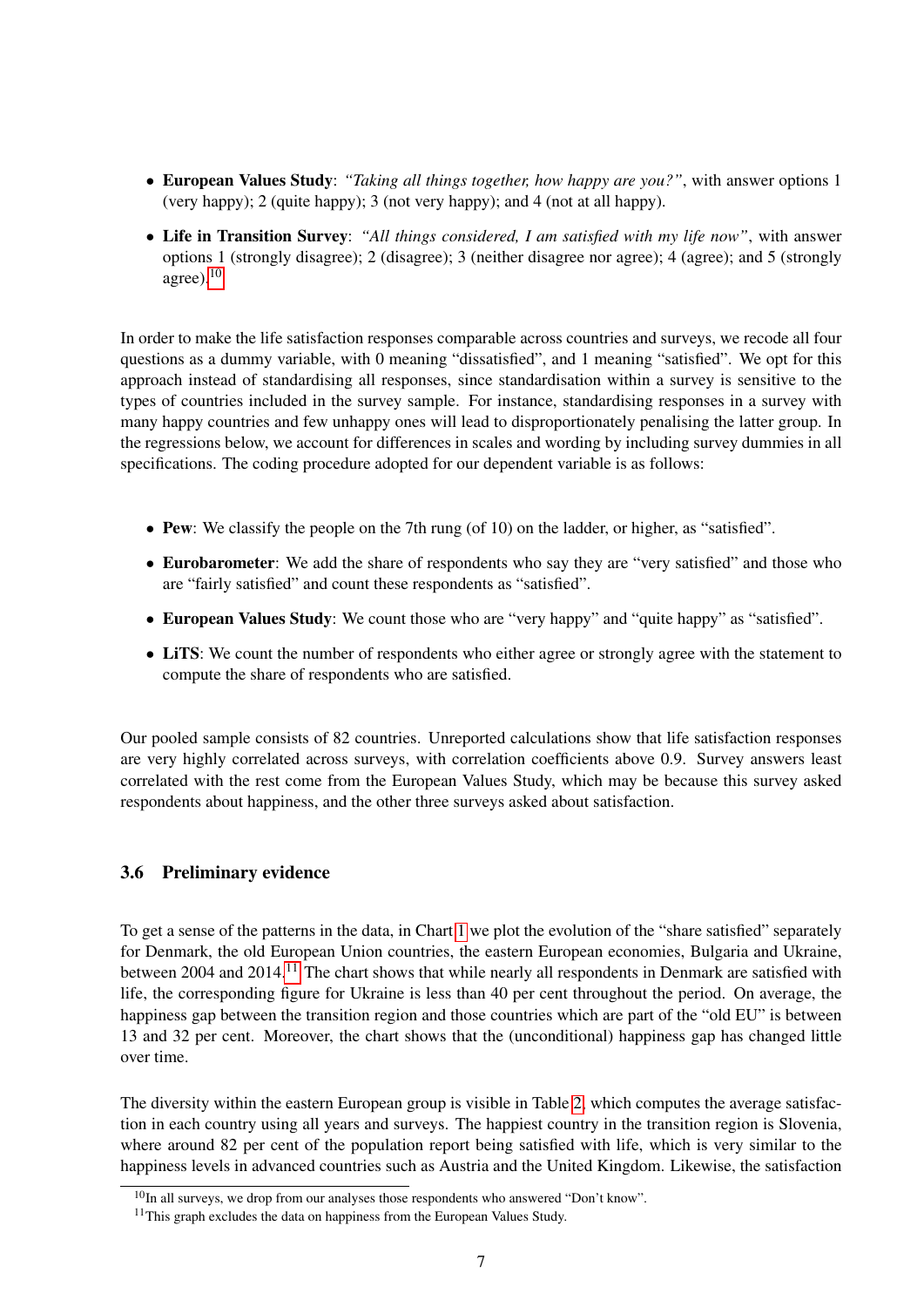- **European Values Study**: *"Taking all things together, how happy are you?"*, with answer options 1 (very happy); 2 (quite happy); 3 (not very happy); and 4 (not at all happy).
- **Life in Transition Survey**: *"All things considered, I am satisfied with my life now"*, with answer options 1 (strongly disagree); 2 (disagree); 3 (neither disagree nor agree); 4 (agree); and 5 (strongly agree).[10]

In order to make the life satisfaction responses comparable across countries and surveys, we recode all four questions as a dummy variable, with 0 meaning "dissatisfied", and 1 meaning "satisfied". We opt for this approach instead of standardising all responses, since standardisation within a survey is sensitive to the types of countries included in the survey sample. For instance, standardising responses in a survey with many happy countries and few unhappy ones will lead to disproportionately penalising the latter group. In the regressions below, we account for differences in scales and wording by including survey dummies in all specifications. The coding procedure adopted for our dependent variable is as follows:

- **Pew**: We classify the people on the 7th rung (of 10) on the ladder, or higher, as "satisfied".
- **Eurobarometer**: We add the share of respondents who say they are "very satisfied" and those who are "fairly satisfied" and count these respondents as "satisfied".
- **European Values Study**: We count those who are "very happy" and "quite happy" as "satisfied".
- **LiTS**: We count the number of respondents who either agree or strongly agree with the statement to compute the share of respondents who are satisfied.

Our pooled sample consists of 82 countries. Unreported calculations show that life satisfaction responses are very highly correlated across surveys, with correlation coefficients above 0.9. Survey answers least correlated with the rest come from the European Values Study, which may be because this survey asked respondents about happiness, and the other three surveys asked about satisfaction.

### 3.6 Preliminary evidence

To get a sense of the patterns in the data, in Chart 1 we plot the evolution of the "share satisfied" separately for Denmark, the old European Union countries, the eastern European economies, Bulgaria and Ukraine, between 2004 and 2014.[11] The chart shows that while nearly all respondents in Denmark are satisfied with life, the corresponding figure for Ukraine is less than 40 per cent throughout the period. On average, the happiness gap between the transition region and those countries which are part of the "old EU" is between 13 and 32 per cent. Moreover, the chart shows that the (unconditional) happiness gap has changed little over time.

The diversity within the eastern European group is visible in Table 2, which computes the average satisfaction in each country using all years and surveys. The happiest country in the transition region is Slovenia, where around 82 per cent of the population report being satisfied with life, which is very similar to the happiness levels in advanced countries such as Austria and the United Kingdom. Likewise, the satisfaction

[10] In all surveys, we drop from our analyses those respondents who answered "Don't know".

[11] This graph excludes the data on happiness from the European Values Study.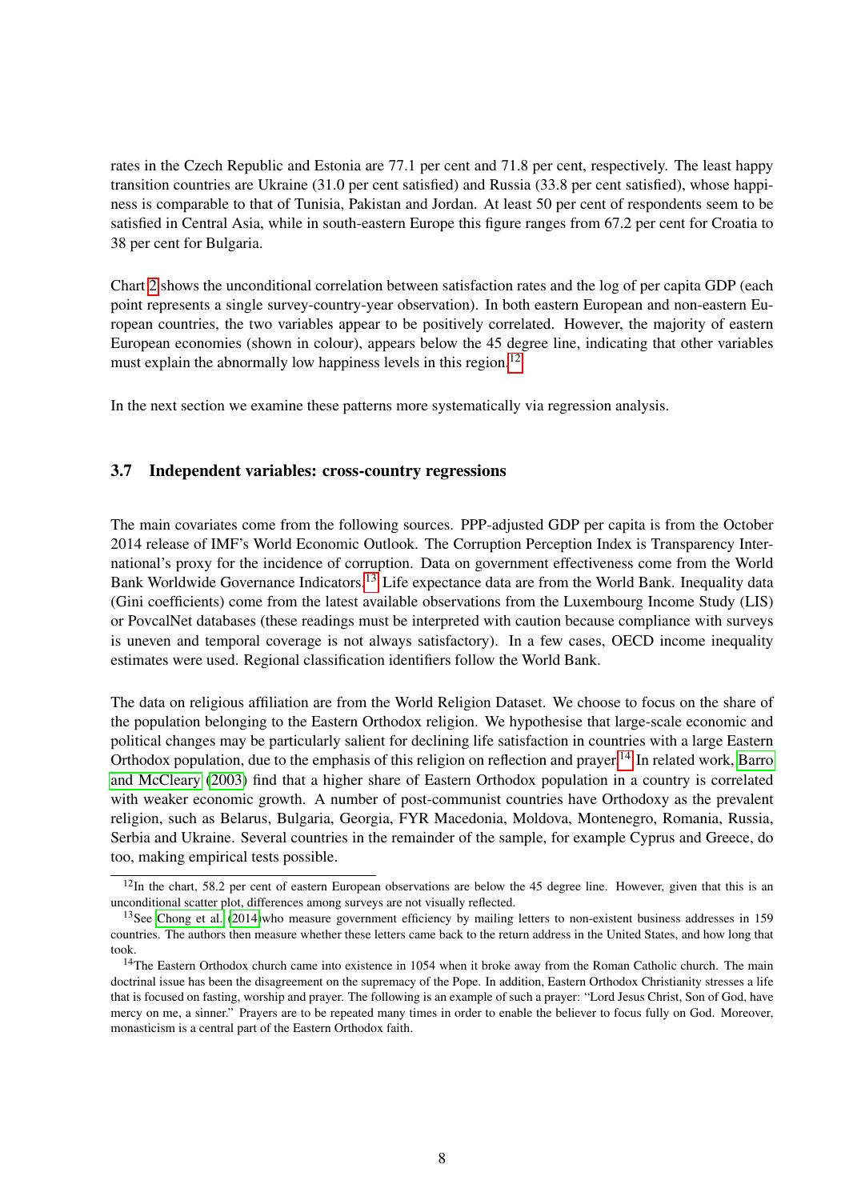rates in the Czech Republic and Estonia are 77.1 per cent and 71.8 per cent, respectively. The least happy transition countries are Ukraine (31.0 per cent satisfied) and Russia (33.8 per cent satisfied), whose happiness is comparable to that of Tunisia, Pakistan and Jordan. At least 50 per cent of respondents seem to be satisfied in Central Asia, while in south-eastern Europe this figure ranges from 67.2 per cent for Croatia to 38 per cent for Bulgaria.

Chart 2 shows the unconditional correlation between satisfaction rates and the log of per capita GDP (each point represents a single survey-country-year observation). In both eastern European and non-eastern European countries, the two variables appear to be positively correlated. However, the majority of eastern European economies (shown in colour), appears below the 45 degree line, indicating that other variables must explain the abnormally low happiness levels in this region.[12]

In the next section we examine these patterns more systematically via regression analysis.

### 3.7 Independent variables: cross-country regressions

The main covariates come from the following sources. PPP-adjusted GDP per capita is from the October 2014 release of IMF's World Economic Outlook. The Corruption Perception Index is Transparency International's proxy for the incidence of corruption. Data on government effectiveness come from the World Bank Worldwide Governance Indicators.[13] Life expectancy data are from the World Bank. Inequality data (Gini coefficients) come from the latest available observations from the Luxembourg Income Study (LIS) or PovcalNet databases (these readings must be interpreted with caution because compliance with surveys is uneven and temporal coverage is not always satisfactory). In a few cases, OECD income inequality estimates were used. Regional classification identifiers follow the World Bank.

The data on religious affiliation are from the World Religion Dataset. We choose to focus on the share of the population belonging to the Eastern Orthodox religion. We hypothesise that large-scale economic and political changes may be particularly salient for declining life satisfaction in countries with a large Eastern Orthodox population, due to the emphasis of this religion on reflection and prayer.[14] In related work, Barro and McCleary (2003) find that a higher share of Eastern Orthodox population in a country is correlated with weaker economic growth. A number of post-communist countries have Orthodoxy as the prevalent religion, such as Belarus, Bulgaria, Georgia, FYR Macedonia, Moldova, Montenegro, Romania, Russia, Serbia and Ukraine. Several countries in the remainder of the sample, for example Cyprus and Greece, do too, making empirical tests possible.

---

[12] In the chart, 58.2 per cent of eastern European observations are below the 45 degree line. However, given that this is an unconditional scatter plot, differences among surveys are not visually reflected.

[13] See Chong et al. (2014) who measure government efficiency by mailing letters to non-existent business addresses in 159 countries. The authors then measure whether these letters came back to the return address in the United States, and how long that took.

[14] The Eastern Orthodox church came into existence in 1054 when it broke away from the Roman Catholic church. The main doctrinal issue has been the disagreement on the supremacy of the Pope. In addition, Eastern Orthodox Christianity stresses a life that is focused on fasting, worship and prayer. The following is an example of such a prayer: "Lord Jesus Christ, Son of God, have mercy on me, a sinner." Prayers are to be repeated many times in order to enable the believer to focus fully on God. Moreover, monasticism is a central part of the Eastern Orthodox faith.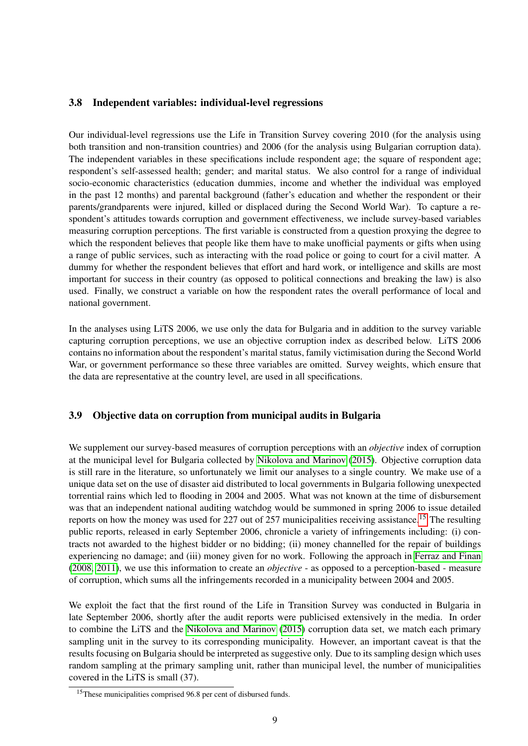### 3.8 Independent variables: individual-level regressions

Our individual-level regressions use the Life in Transition Survey covering 2010 (for the analysis using both transition and non-transition countries) and 2006 (for the analysis using Bulgarian corruption data). The independent variables in these specifications include respondent age; the square of respondent age; respondent's self-assessed health; gender; and marital status. We also control for a range of individual socio-economic characteristics (education dummies, income and whether the individual was employed in the past 12 months) and parental background (father's education and whether the respondent or their parents/grandparents were injured, killed or displaced during the Second World War). To capture a respondent's attitudes towards corruption and government effectiveness, we include survey-based variables measuring corruption perceptions. The first variable is constructed from a question proxying the degree to which the respondent believes that people like them have to make unofficial payments or gifts when using a range of public services, such as interacting with the road police or going to court for a civil matter. A dummy for whether the respondent believes that effort and hard work, or intelligence and skills are most important for success in their country (as opposed to political connections and breaking the law) is also used. Finally, we construct a variable on how the respondent rates the overall performance of local and national government.

In the analyses using LiTS 2006, we use only the data for Bulgaria and in addition to the survey variable capturing corruption perceptions, we use an objective corruption index as described below. LiTS 2006 contains no information about the respondent's marital status, family victimisation during the Second World War, or government performance so these three variables are omitted. Survey weights, which ensure that the data are representative at the country level, are used in all specifications.

### 3.9 Objective data on corruption from municipal audits in Bulgaria

We supplement our survey-based measures of corruption perceptions with an *objective* index of corruption at the municipal level for Bulgaria collected by Nikolova and Marinov (2015). Objective corruption data is still rare in the literature, so unfortunately we limit our analyses to a single country. We make use of a unique data set on the use of disaster aid distributed to local governments in Bulgaria following unexpected torrential rains which led to flooding in 2004 and 2005. What was not known at the time of disbursement was that an independent national auditing watchdog would be summoned in spring 2006 to issue detailed reports on how the money was used for 227 out of 257 municipalities receiving assistance.[15] The resulting public reports, released in early September 2006, chronicle a variety of infringements including: (i) contracts not awarded to the highest bidder or no bidding; (ii) money channelled for the repair of buildings experiencing no damage; and (iii) money given for no work. Following the approach in Ferraz and Finan (2008, 2011), we use this information to create an *objective* - as opposed to a perception-based - measure of corruption, which sums all the infringements recorded in a municipality between 2004 and 2005.

We exploit the fact that the first round of the Life in Transition Survey was conducted in Bulgaria in late September 2006, shortly after the audit reports were publicised extensively in the media. In order to combine the LiTS and the Nikolova and Marinov (2015) corruption data set, we match each primary sampling unit in the survey to its corresponding municipality. However, an important caveat is that the results focusing on Bulgaria should be interpreted as suggestive only. Due to its sampling design which uses random sampling at the primary sampling unit, rather than municipal level, the number of municipalities covered in the LiTS is small (37).

[15] These municipalities comprised 96.8 per cent of disbursed funds.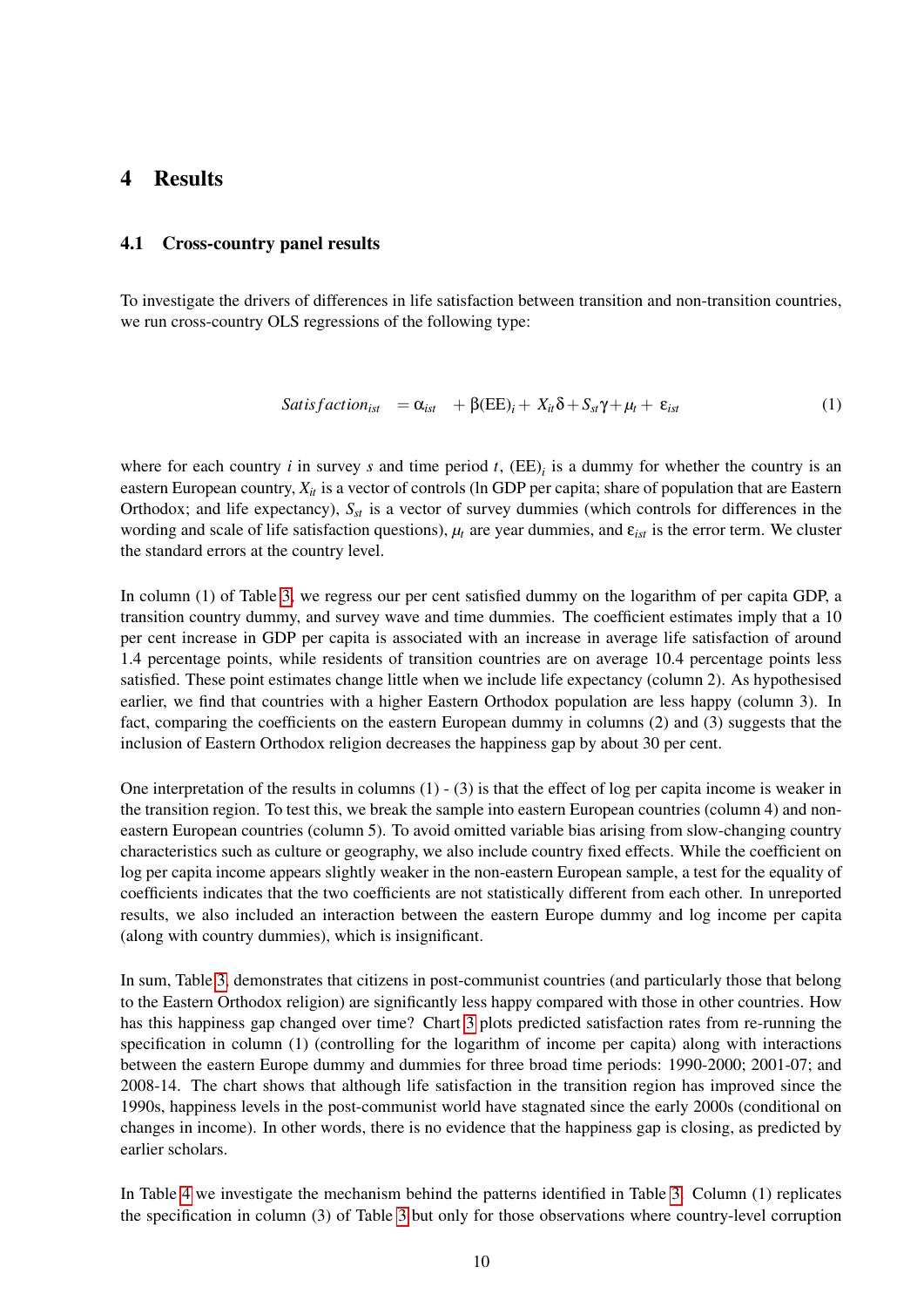# 4 Results

## 4.1 Cross-country panel results

To investigate the drivers of differences in life satisfaction between transition and non-transition countries, we run cross-country OLS regressions of the following type:

$$Satisfaction_{ist} \quad = \alpha_{ist} \quad + \beta(\text{EE})_i + X_{it}\delta + S_{st}\gamma + \mu_t + \varepsilon_{ist} \tag{1}$$

where for each country $i$ in survey $s$ and time period $t$, $(\text{EE})_i$ is a dummy for whether the country is an eastern European country, $X_{it}$ is a vector of controls (ln GDP per capita; share of population that are Eastern Orthodox; and life expectancy), $S_{st}$ is a vector of survey dummies (which controls for differences in the wording and scale of life satisfaction questions), $\mu_t$ are year dummies, and $\varepsilon_{ist}$ is the error term. We cluster the standard errors at the country level.

In column (1) of Table 3, we regress our per cent satisfied dummy on the logarithm of per capita GDP, a transition country dummy, and survey wave and time dummies. The coefficient estimates imply that a 10 per cent increase in GDP per capita is associated with an increase in average life satisfaction of around 1.4 percentage points, while residents of transition countries are on average 10.4 percentage points less satisfied. These point estimates change little when we include life expectancy (column 2). As hypothesised earlier, we find that countries with a higher Eastern Orthodox population are less happy (column 3). In fact, comparing the coefficients on the eastern European dummy in columns (2) and (3) suggests that the inclusion of Eastern Orthodox religion decreases the happiness gap by about 30 per cent.

One interpretation of the results in columns (1) - (3) is that the effect of log per capita income is weaker in the transition region. To test this, we break the sample into eastern European countries (column 4) and non-eastern European countries (column 5). To avoid omitted variable bias arising from slow-changing country characteristics such as culture or geography, we also include country fixed effects. While the coefficient on log per capita income appears slightly weaker in the non-eastern European sample, a test for the equality of coefficients indicates that the two coefficients are not statistically different from each other. In unreported results, we also included an interaction between the eastern Europe dummy and log income per capita (along with country dummies), which is insignificant.

In sum, Table 3, demonstrates that citizens in post-communist countries (and particularly those that belong to the Eastern Orthodox religion) are significantly less happy compared with those in other countries. How has this happiness gap changed over time? Chart 3 plots predicted satisfaction rates from re-running the specification in column (1) (controlling for the logarithm of income per capita) along with interactions between the eastern Europe dummy and dummies for three broad time periods: 1990-2000; 2001-07; and 2008-14. The chart shows that although life satisfaction in the transition region has improved since the 1990s, happiness levels in the post-communist world have stagnated since the early 2000s (conditional on changes in income). In other words, there is no evidence that the happiness gap is closing, as predicted by earlier scholars.

In Table 4 we investigate the mechanism behind the patterns identified in Table 3. Column (1) replicates the specification in column (3) of Table 3 but only for those observations where country-level corruption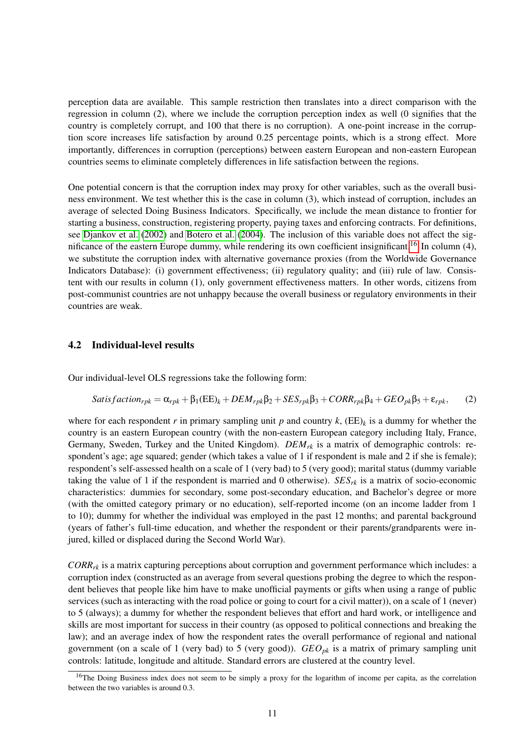perception data are available. This sample restriction then translates into a direct comparison with the regression in column (2), where we include the corruption perception index as well (0 signifies that the country is completely corrupt, and 100 that there is no corruption). A one-point increase in the corruption score increases life satisfaction by around 0.25 percentage points, which is a strong effect. More importantly, differences in corruption (perceptions) between eastern European and non-eastern European countries seems to eliminate completely differences in life satisfaction between the regions.

One potential concern is that the corruption index may proxy for other variables, such as the overall business environment. We test whether this is the case in column (3), which instead of corruption, includes an average of selected Doing Business Indicators. Specifically, we include the mean distance to frontier for starting a business, construction, registering property, paying taxes and enforcing contracts. For definitions, see Djankov et al. (2002) and Botero et al. (2004). The inclusion of this variable does not affect the significance of the eastern Europe dummy, while rendering its own coefficient insignificant.[16] In column (4), we substitute the corruption index with alternative governance proxies (from the Worldwide Governance Indicators Database): (i) government effectiveness; (ii) regulatory quality; and (iii) rule of law. Consistent with our results in column (1), only government effectiveness matters. In other words, citizens from post-communist countries are not unhappy because the overall business or regulatory environments in their countries are weak.

## 4.2 Individual-level results

Our individual-level OLS regressions take the following form:

$$Satisfaction_{rpk} = \alpha_{rpk} + \beta_1(\text{EE})_k + DEM_{rpk}\beta_2 + SES_{rpk}\beta_3 + CORR_{rpk}\beta_4 + GEO_{pk}\beta_5 + \varepsilon_{rpk}, \quad (2)$$

where for each respondent $r$ in primary sampling unit $p$ and country $k$, $(\text{EE})_k$ is a dummy for whether the country is an eastern European country (with the non-eastern European category including Italy, France, Germany, Sweden, Turkey and the United Kingdom). $DEM_{rk}$ is a matrix of demographic controls: respondent's age; age squared; gender (which takes a value of 1 if respondent is male and 2 if she is female); respondent's self-assessed health on a scale of 1 (very bad) to 5 (very good); marital status (dummy variable taking the value of 1 if the respondent is married and 0 otherwise). $SES_{rk}$ is a matrix of socio-economic characteristics: dummies for secondary, some post-secondary education, and Bachelor's degree or more (with the omitted category primary or no education), self-reported income (on an income ladder from 1 to 10); dummy for whether the individual was employed in the past 12 months; and parental background (years of father's full-time education, and whether the respondent or their parents/grandparents were injured, killed or displaced during the Second World War).

$CORR_{rk}$ is a matrix capturing perceptions about corruption and government performance which includes: a corruption index (constructed as an average from several questions probing the degree to which the respondent believes that people like him have to make unofficial payments or gifts when using a range of public services (such as interacting with the road police or going to court for a civil matter)), on a scale of 1 (never) to 5 (always); a dummy for whether the respondent believes that effort and hard work, or intelligence and skills are most important for success in their country (as opposed to political connections and breaking the law); and an average index of how the respondent rates the overall performance of regional and national government (on a scale of 1 (very bad) to 5 (very good)). $GEO_{pk}$ is a matrix of primary sampling unit controls: latitude, longitude and altitude. Standard errors are clustered at the country level.

[16] The Doing Business index does not seem to be simply a proxy for the logarithm of income per capita, as the correlation between the two variables is around 0.3.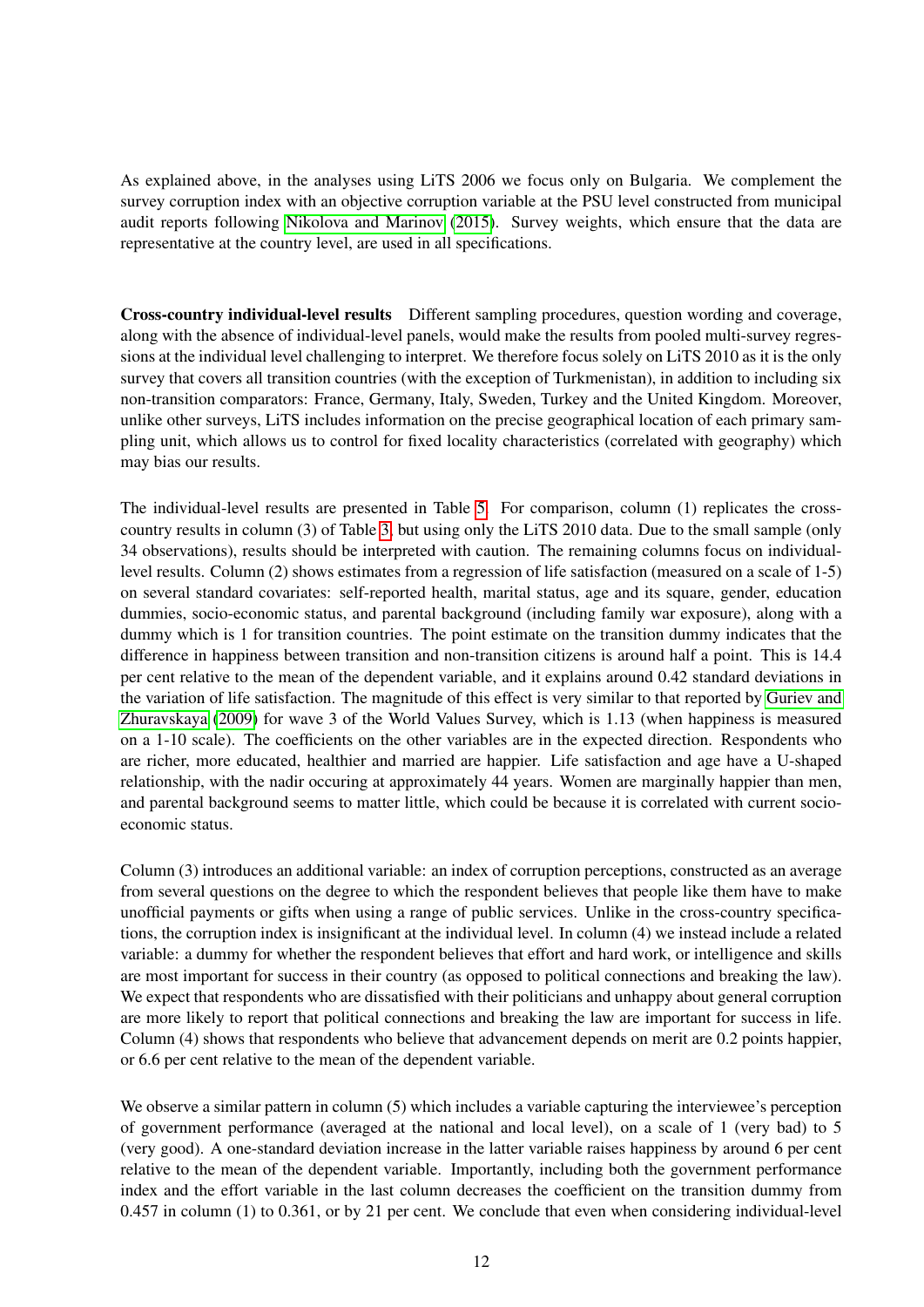As explained above, in the analyses using LiTS 2006 we focus only on Bulgaria. We complement the survey corruption index with an objective corruption variable at the PSU level constructed from municipal audit reports following Nikolova and Marinov (2015). Survey weights, which ensure that the data are representative at the country level, are used in all specifications.

**Cross-country individual-level results** Different sampling procedures, question wording and coverage, along with the absence of individual-level panels, would make the results from pooled multi-survey regressions at the individual level challenging to interpret. We therefore focus solely on LiTS 2010 as it is the only survey that covers all transition countries (with the exception of Turkmenistan), in addition to including six non-transition comparators: France, Germany, Italy, Sweden, Turkey and the United Kingdom. Moreover, unlike other surveys, LiTS includes information on the precise geographical location of each primary sampling unit, which allows us to control for fixed locality characteristics (correlated with geography) which may bias our results.

The individual-level results are presented in Table 5. For comparison, column (1) replicates the cross-country results in column (3) of Table 3, but using only the LiTS 2010 data. Due to the small sample (only 34 observations), results should be interpreted with caution. The remaining columns focus on individual-level results. Column (2) shows estimates from a regression of life satisfaction (measured on a scale of 1-5) on several standard covariates: self-reported health, marital status, age and its square, gender, education dummies, socio-economic status, and parental background (including family war exposure), along with a dummy which is 1 for transition countries. The point estimate on the transition dummy indicates that the difference in happiness between transition and non-transition citizens is around half a point. This is 14.4 per cent relative to the mean of the dependent variable, and it explains around 0.42 standard deviations in the variation of life satisfaction. The magnitude of this effect is very similar to that reported by Guriev and Zhuravskaya (2009) for wave 3 of the World Values Survey, which is 1.13 (when happiness is measured on a 1-10 scale). The coefficients on the other variables are in the expected direction. Respondents who are richer, more educated, healthier and married are happier. Life satisfaction and age have a U-shaped relationship, with the nadir occuring at approximately 44 years. Women are marginally happier than men, and parental background seems to matter little, which could be because it is correlated with current socio-economic status.

Column (3) introduces an additional variable: an index of corruption perceptions, constructed as an average from several questions on the degree to which the respondent believes that people like them have to make unofficial payments or gifts when using a range of public services. Unlike in the cross-country specifications, the corruption index is insignificant at the individual level. In column (4) we instead include a related variable: a dummy for whether the respondent believes that effort and hard work, or intelligence and skills are most important for success in their country (as opposed to political connections and breaking the law). We expect that respondents who are dissatisfied with their politicians and unhappy about general corruption are more likely to report that political connections and breaking the law are important for success in life. Column (4) shows that respondents who believe that advancement depends on merit are 0.2 points happier, or 6.6 per cent relative to the mean of the dependent variable.

We observe a similar pattern in column (5) which includes a variable capturing the interviewee's perception of government performance (averaged at the national and local level), on a scale of 1 (very bad) to 5 (very good). A one-standard deviation increase in the latter variable raises happiness by around 6 per cent relative to the mean of the dependent variable. Importantly, including both the government performance index and the effort variable in the last column decreases the coefficient on the transition dummy from 0.457 in column (1) to 0.361, or by 21 per cent. We conclude that even when considering individual-level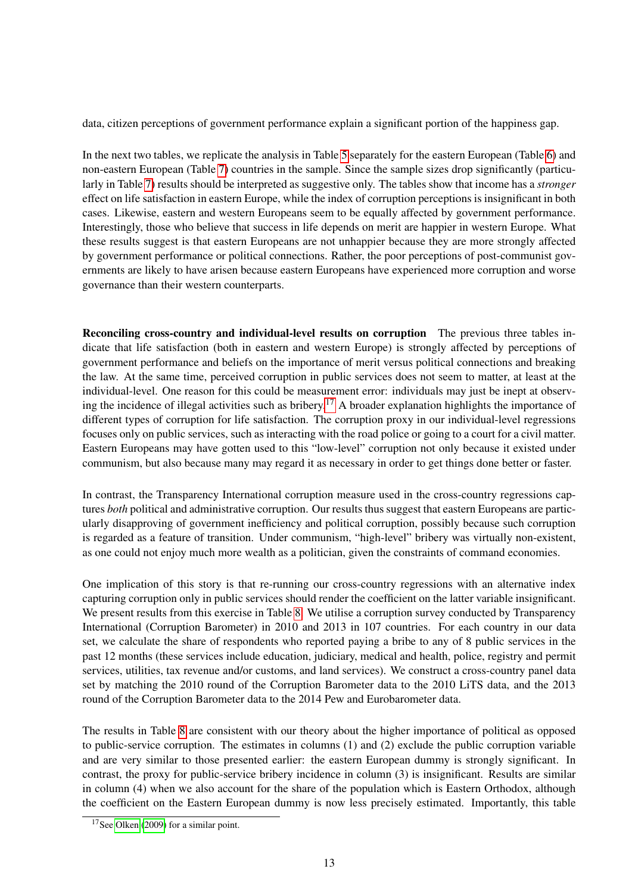data, citizen perceptions of government performance explain a significant portion of the happiness gap.

In the next two tables, we replicate the analysis in Table 5 separately for the eastern European (Table 6) and non-eastern European (Table 7) countries in the sample. Since the sample sizes drop significantly (particularly in Table 7) results should be interpreted as suggestive only. The tables show that income has a *stronger* effect on life satisfaction in eastern Europe, while the index of corruption perceptions is insignificant in both cases. Likewise, eastern and western Europeans seem to be equally affected by government performance. Interestingly, those who believe that success in life depends on merit are happier in western Europe. What these results suggest is that eastern Europeans are not unhappier because they are more strongly affected by government performance or political connections. Rather, the poor perceptions of post-communist governments are likely to have arisen because eastern Europeans have experienced more corruption and worse governance than their western counterparts.

**Reconciling cross-country and individual-level results on corruption** The previous three tables indicate that life satisfaction (both in eastern and western Europe) is strongly affected by perceptions of government performance and beliefs on the importance of merit versus political connections and breaking the law. At the same time, perceived corruption in public services does not seem to matter, at least at the individual-level. One reason for this could be measurement error: individuals may just be inept at observing the incidence of illegal activities such as bribery.[17] A broader explanation highlights the importance of different types of corruption for life satisfaction. The corruption proxy in our individual-level regressions focuses only on public services, such as interacting with the road police or going to a court for a civil matter. Eastern Europeans may have gotten used to this "low-level" corruption not only because it existed under communism, but also because many may regard it as necessary in order to get things done better or faster.

In contrast, the Transparency International corruption measure used in the cross-country regressions captures *both* political and administrative corruption. Our results thus suggest that eastern Europeans are particularly disapproving of government inefficiency and political corruption, possibly because such corruption is regarded as a feature of transition. Under communism, "high-level" bribery was virtually non-existent, as one could not enjoy much more wealth as a politician, given the constraints of command economies.

One implication of this story is that re-running our cross-country regressions with an alternative index capturing corruption only in public services should render the coefficient on the latter variable insignificant. We present results from this exercise in Table 8. We utilise a corruption survey conducted by Transparency International (Corruption Barometer) in 2010 and 2013 in 107 countries. For each country in our data set, we calculate the share of respondents who reported paying a bribe to any of 8 public services in the past 12 months (these services include education, judiciary, medical and health, police, registry and permit services, utilities, tax revenue and/or customs, and land services). We construct a cross-country panel data set by matching the 2010 round of the Corruption Barometer data to the 2010 LiTS data, and the 2013 round of the Corruption Barometer data to the 2014 Pew and Eurobarometer data.

The results in Table 8 are consistent with our theory about the higher importance of political as opposed to public-service corruption. The estimates in columns (1) and (2) exclude the public corruption variable and are very similar to those presented earlier: the eastern European dummy is strongly significant. In contrast, the proxy for public-service bribery incidence in column (3) is insignificant. Results are similar in column (4) when we also account for the share of the population which is Eastern Orthodox, although the coefficient on the Eastern European dummy is now less precisely estimated. Importantly, this table

[17] See Olken (2009) for a similar point.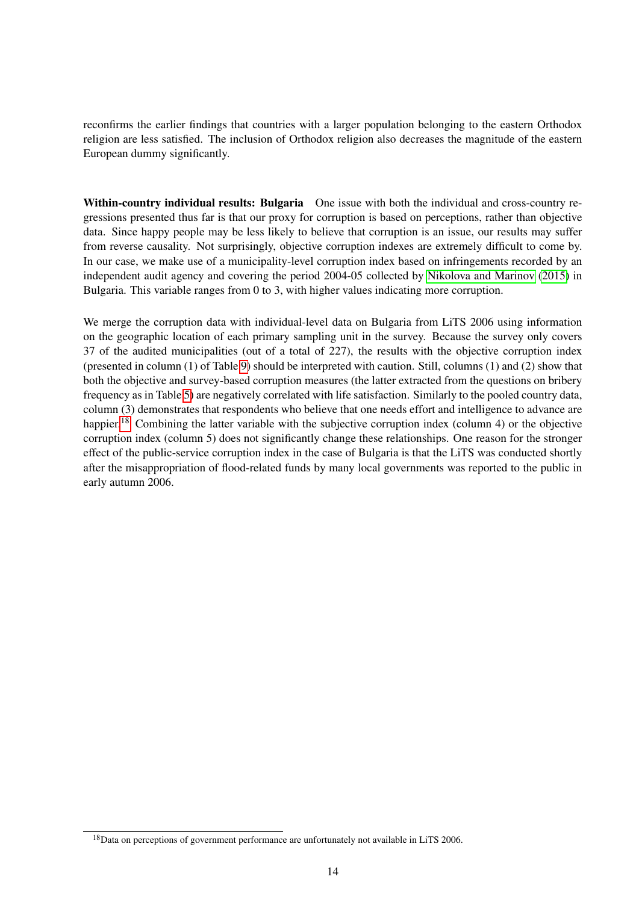reconfirms the earlier findings that countries with a larger population belonging to the eastern Orthodox religion are less satisfied. The inclusion of Orthodox religion also decreases the magnitude of the eastern European dummy significantly.

**Within-country individual results: Bulgaria** One issue with both the individual and cross-country regressions presented thus far is that our proxy for corruption is based on perceptions, rather than objective data. Since happy people may be less likely to believe that corruption is an issue, our results may suffer from reverse causality. Not surprisingly, objective corruption indexes are extremely difficult to come by. In our case, we make use of a municipality-level corruption index based on infringements recorded by an independent audit agency and covering the period 2004-05 collected by Nikolova and Marinov (2015) in Bulgaria. This variable ranges from 0 to 3, with higher values indicating more corruption.

We merge the corruption data with individual-level data on Bulgaria from LiTS 2006 using information on the geographic location of each primary sampling unit in the survey. Because the survey only covers 37 of the audited municipalities (out of a total of 227), the results with the objective corruption index (presented in column (1) of Table 9) should be interpreted with caution. Still, columns (1) and (2) show that both the objective and survey-based corruption measures (the latter extracted from the questions on bribery frequency as in Table 5) are negatively correlated with life satisfaction. Similarly to the pooled country data, column (3) demonstrates that respondents who believe that one needs effort and intelligence to advance are happier.[18] Combining the latter variable with the subjective corruption index (column 4) or the objective corruption index (column 5) does not significantly change these relationships. One reason for the stronger effect of the public-service corruption index in the case of Bulgaria is that the LiTS was conducted shortly after the misappropriation of flood-related funds by many local governments was reported to the public in early autumn 2006.

[18] Data on perceptions of government performance are unfortunately not available in LiTS 2006.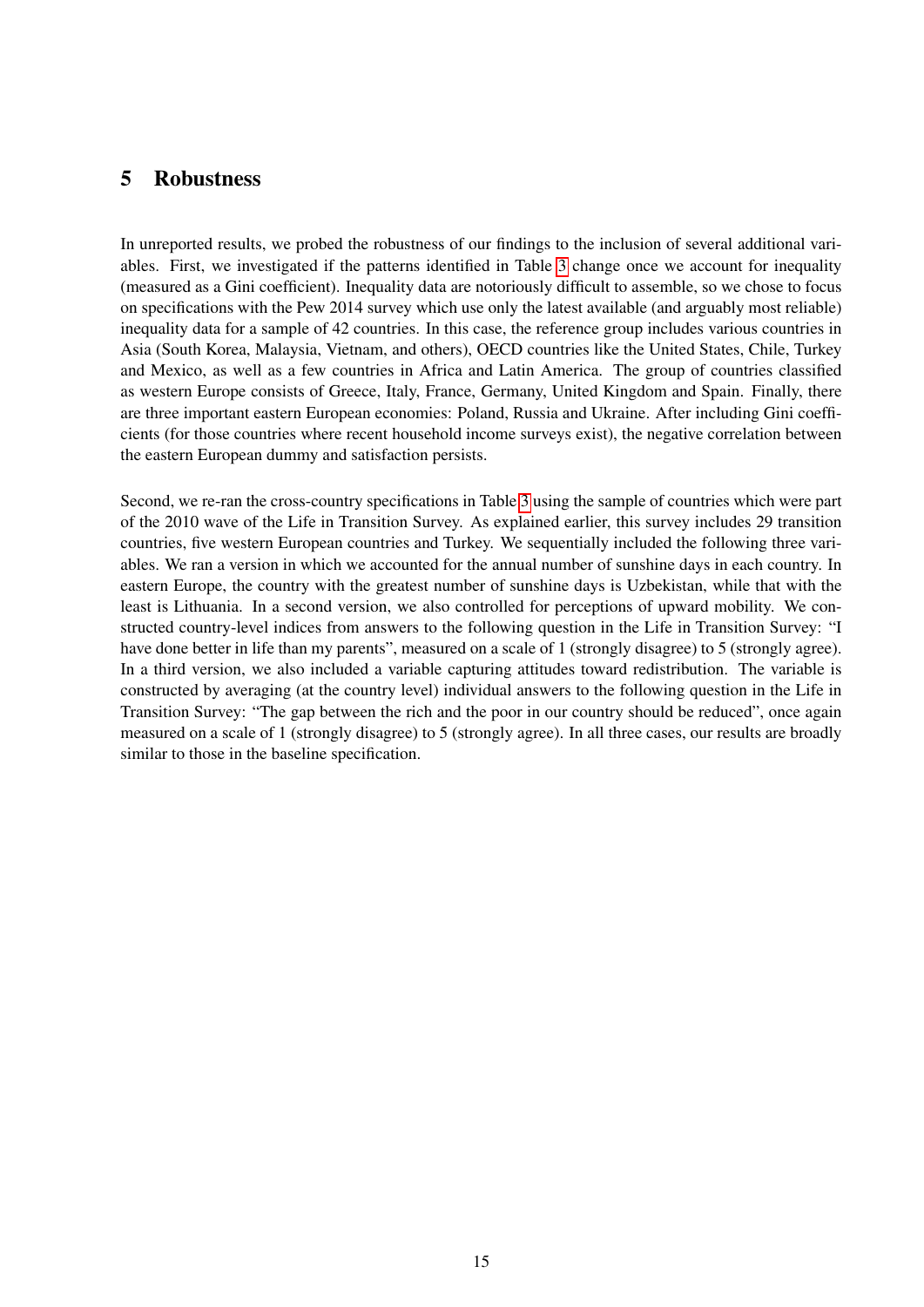# 5 Robustness

In unreported results, we probed the robustness of our findings to the inclusion of several additional variables. First, we investigated if the patterns identified in Table 3 change once we account for inequality (measured as a Gini coefficient). Inequality data are notoriously difficult to assemble, so we chose to focus on specifications with the Pew 2014 survey which use only the latest available (and arguably most reliable) inequality data for a sample of 42 countries. In this case, the reference group includes various countries in Asia (South Korea, Malaysia, Vietnam, and others), OECD countries like the United States, Chile, Turkey and Mexico, as well as a few countries in Africa and Latin America. The group of countries classified as western Europe consists of Greece, Italy, France, Germany, United Kingdom and Spain. Finally, there are three important eastern European economies: Poland, Russia and Ukraine. After including Gini coefficients (for those countries where recent household income surveys exist), the negative correlation between the eastern European dummy and satisfaction persists.

Second, we re-ran the cross-country specifications in Table 3 using the sample of countries which were part of the 2010 wave of the Life in Transition Survey. As explained earlier, this survey includes 29 transition countries, five western European countries and Turkey. We sequentially included the following three variables. We ran a version in which we accounted for the annual number of sunshine days in each country. In eastern Europe, the country with the greatest number of sunshine days is Uzbekistan, while that with the least is Lithuania. In a second version, we also controlled for perceptions of upward mobility. We constructed country-level indices from answers to the following question in the Life in Transition Survey: "I have done better in life than my parents", measured on a scale of 1 (strongly disagree) to 5 (strongly agree). In a third version, we also included a variable capturing attitudes toward redistribution. The variable is constructed by averaging (at the country level) individual answers to the following question in the Life in Transition Survey: "The gap between the rich and the poor in our country should be reduced", once again measured on a scale of 1 (strongly disagree) to 5 (strongly agree). In all three cases, our results are broadly similar to those in the baseline specification.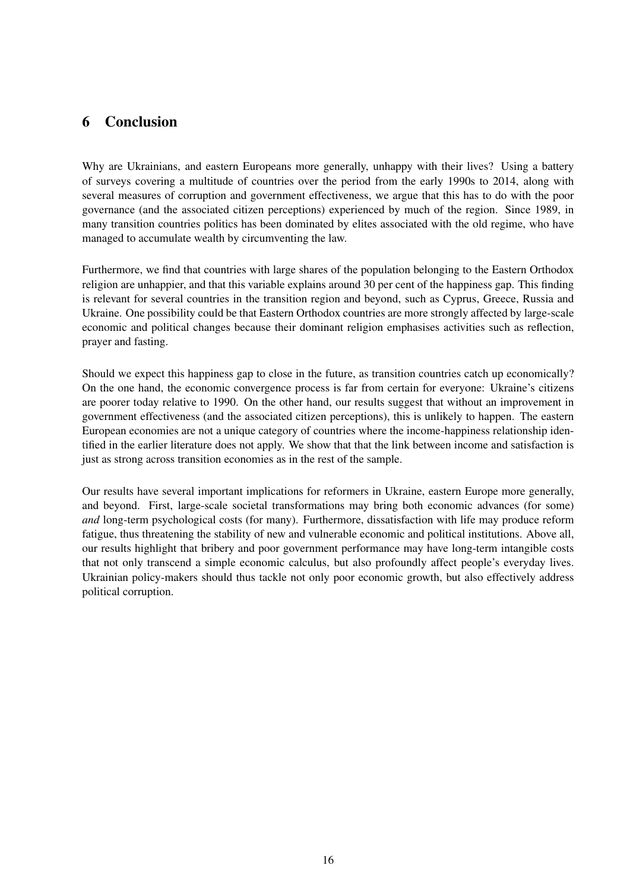## 6 Conclusion

Why are Ukrainians, and eastern Europeans more generally, unhappy with their lives? Using a battery of surveys covering a multitude of countries over the period from the early 1990s to 2014, along with several measures of corruption and government effectiveness, we argue that this has to do with the poor governance (and the associated citizen perceptions) experienced by much of the region. Since 1989, in many transition countries politics has been dominated by elites associated with the old regime, who have managed to accumulate wealth by circumventing the law.

Furthermore, we find that countries with large shares of the population belonging to the Eastern Orthodox religion are unhappier, and that this variable explains around 30 per cent of the happiness gap. This finding is relevant for several countries in the transition region and beyond, such as Cyprus, Greece, Russia and Ukraine. One possibility could be that Eastern Orthodox countries are more strongly affected by large-scale economic and political changes because their dominant religion emphasises activities such as reflection, prayer and fasting.

Should we expect this happiness gap to close in the future, as transition countries catch up economically? On the one hand, the economic convergence process is far from certain for everyone: Ukraine's citizens are poorer today relative to 1990. On the other hand, our results suggest that without an improvement in government effectiveness (and the associated citizen perceptions), this is unlikely to happen. The eastern European economies are not a unique category of countries where the income-happiness relationship identified in the earlier literature does not apply. We show that that the link between income and satisfaction is just as strong across transition economies as in the rest of the sample.

Our results have several important implications for reformers in Ukraine, eastern Europe more generally, and beyond. First, large-scale societal transformations may bring both economic advances (for some) *and* long-term psychological costs (for many). Furthermore, dissatisfaction with life may produce reform fatigue, thus threatening the stability of new and vulnerable economic and political institutions. Above all, our results highlight that bribery and poor government performance may have long-term intangible costs that not only transcend a simple economic calculus, but also profoundly affect people's everyday lives. Ukrainian policy-makers should thus tackle not only poor economic growth, but also effectively address political corruption.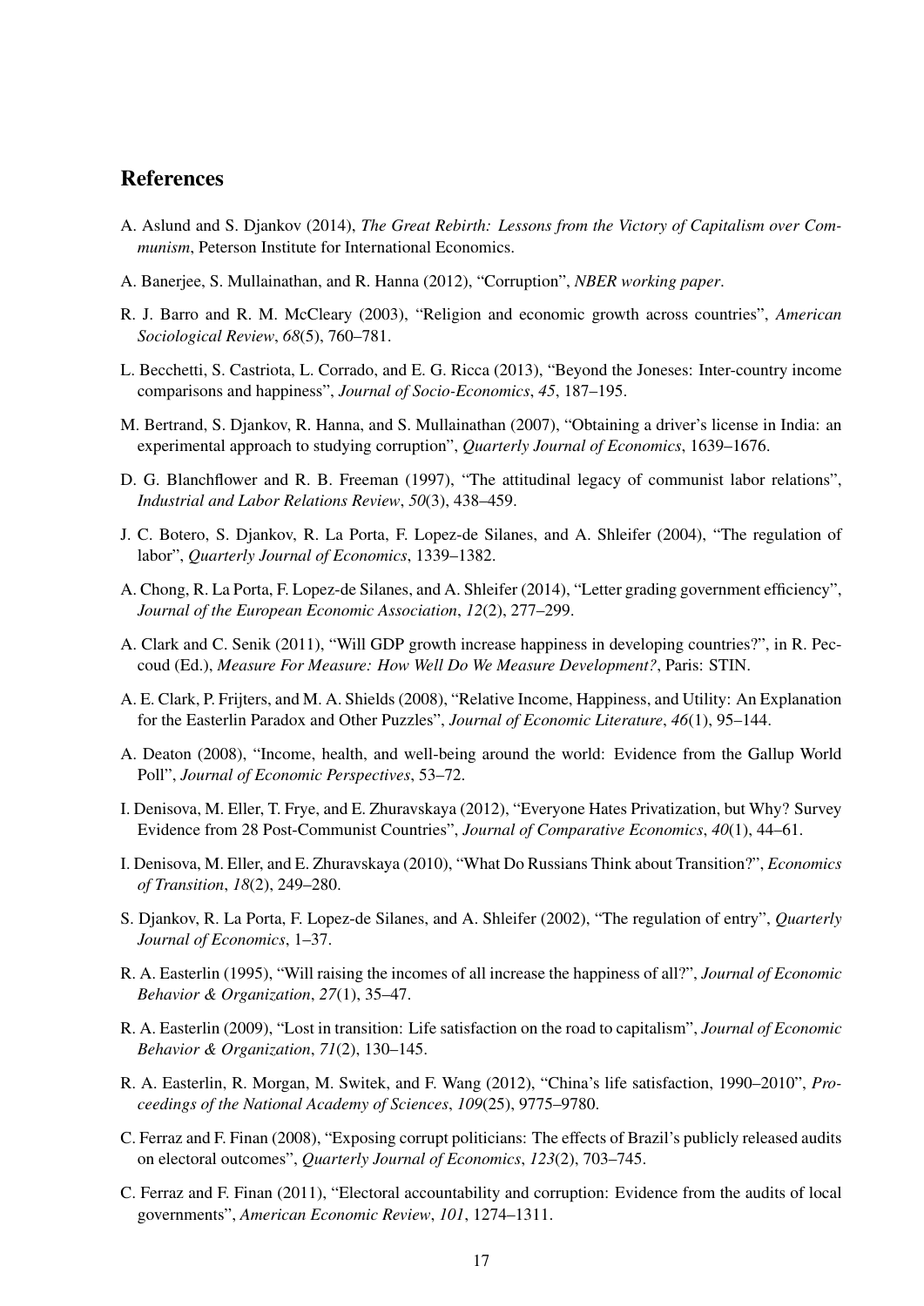## References

A. Aslund and S. Djankov (2014), *The Great Rebirth: Lessons from the Victory of Capitalism over Communism*, Peterson Institute for International Economics.

A. Banerjee, S. Mullainathan, and R. Hanna (2012), "Corruption", *NBER working paper*.

R. J. Barro and R. M. McCleary (2003), "Religion and economic growth across countries", *American Sociological Review*, *68*(5), 760–781.

L. Becchetti, S. Castriota, L. Corrado, and E. G. Ricca (2013), "Beyond the Joneses: Inter-country income comparisons and happiness", *Journal of Socio-Economics*, *45*, 187–195.

M. Bertrand, S. Djankov, R. Hanna, and S. Mullainathan (2007), "Obtaining a driver's license in India: an experimental approach to studying corruption", *Quarterly Journal of Economics*, 1639–1676.

D. G. Blanchflower and R. B. Freeman (1997), "The attitudinal legacy of communist labor relations", *Industrial and Labor Relations Review*, *50*(3), 438–459.

J. C. Botero, S. Djankov, R. La Porta, F. Lopez-de Silanes, and A. Shleifer (2004), "The regulation of labor", *Quarterly Journal of Economics*, 1339–1382.

A. Chong, R. La Porta, F. Lopez-de Silanes, and A. Shleifer (2014), "Letter grading government efficiency", *Journal of the European Economic Association*, *12*(2), 277–299.

A. Clark and C. Senik (2011), "Will GDP growth increase happiness in developing countries?", in R. Peccoud (Ed.), *Measure For Measure: How Well Do We Measure Development?*, Paris: STIN.

A. E. Clark, P. Frijters, and M. A. Shields (2008), "Relative Income, Happiness, and Utility: An Explanation for the Easterlin Paradox and Other Puzzles", *Journal of Economic Literature*, *46*(1), 95–144.

A. Deaton (2008), "Income, health, and well-being around the world: Evidence from the Gallup World Poll", *Journal of Economic Perspectives*, 53–72.

I. Denisova, M. Eller, T. Frye, and E. Zhuravskaya (2012), "Everyone Hates Privatization, but Why? Survey Evidence from 28 Post-Communist Countries", *Journal of Comparative Economics*, *40*(1), 44–61.

I. Denisova, M. Eller, and E. Zhuravskaya (2010), "What Do Russians Think about Transition?", *Economics of Transition*, *18*(2), 249–280.

S. Djankov, R. La Porta, F. Lopez-de Silanes, and A. Shleifer (2002), "The regulation of entry", *Quarterly Journal of Economics*, 1–37.

R. A. Easterlin (1995), "Will raising the incomes of all increase the happiness of all?", *Journal of Economic Behavior & Organization*, *27*(1), 35–47.

R. A. Easterlin (2009), "Lost in transition: Life satisfaction on the road to capitalism", *Journal of Economic Behavior & Organization*, *71*(2), 130–145.

R. A. Easterlin, R. Morgan, M. Switek, and F. Wang (2012), "China's life satisfaction, 1990–2010", *Proceedings of the National Academy of Sciences*, *109*(25), 9775–9780.

C. Ferraz and F. Finan (2008), "Exposing corrupt politicians: The effects of Brazil's publicly released audits on electoral outcomes", *Quarterly Journal of Economics*, *123*(2), 703–745.

C. Ferraz and F. Finan (2011), "Electoral accountability and corruption: Evidence from the audits of local governments", *American Economic Review*, *101*, 1274–1311.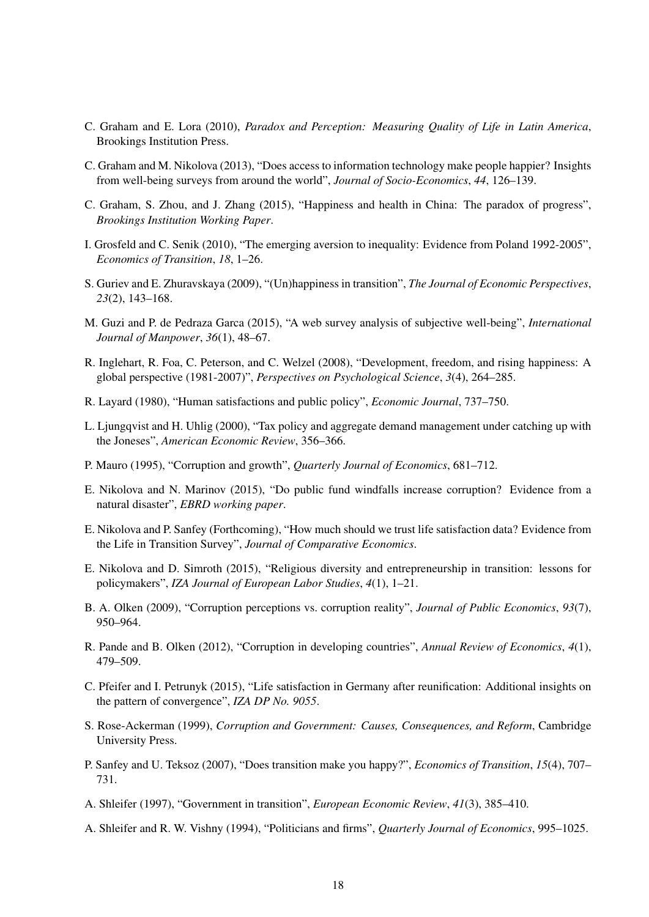C. Graham and E. Lora (2010), *Paradox and Perception: Measuring Quality of Life in Latin America*, Brookings Institution Press.

C. Graham and M. Nikolova (2013), "Does access to information technology make people happier? Insights from well-being surveys from around the world", *Journal of Socio-Economics*, *44*, 126–139.

C. Graham, S. Zhou, and J. Zhang (2015), "Happiness and health in China: The paradox of progress", *Brookings Institution Working Paper*.

I. Grosfeld and C. Senik (2010), "The emerging aversion to inequality: Evidence from Poland 1992-2005", *Economics of Transition*, *18*, 1–26.

S. Guriev and E. Zhuravskaya (2009), "(Un)happiness in transition", *The Journal of Economic Perspectives*, *23*(2), 143–168.

M. Guzi and P. de Pedraza Garca (2015), "A web survey analysis of subjective well-being", *International Journal of Manpower*, *36*(1), 48–67.

R. Inglehart, R. Foa, C. Peterson, and C. Welzel (2008), "Development, freedom, and rising happiness: A global perspective (1981-2007)", *Perspectives on Psychological Science*, *3*(4), 264–285.

R. Layard (1980), "Human satisfactions and public policy", *Economic Journal*, 737–750.

L. Ljungqvist and H. Uhlig (2000), "Tax policy and aggregate demand management under catching up with the Joneses", *American Economic Review*, 356–366.

P. Mauro (1995), "Corruption and growth", *Quarterly Journal of Economics*, 681–712.

E. Nikolova and N. Marinov (2015), "Do public fund windfalls increase corruption? Evidence from a natural disaster", *EBRD working paper*.

E. Nikolova and P. Sanfey (Forthcoming), "How much should we trust life satisfaction data? Evidence from the Life in Transition Survey", *Journal of Comparative Economics*.

E. Nikolova and D. Simroth (2015), "Religious diversity and entrepreneurship in transition: lessons for policymakers", *IZA Journal of European Labor Studies*, *4*(1), 1–21.

B. A. Olken (2009), "Corruption perceptions vs. corruption reality", *Journal of Public Economics*, *93*(7), 950–964.

R. Pande and B. Olken (2012), "Corruption in developing countries", *Annual Review of Economics*, *4*(1), 479–509.

C. Pfeifer and I. Petrunyk (2015), "Life satisfaction in Germany after reunification: Additional insights on the pattern of convergence", *IZA DP No. 9055*.

S. Rose-Ackerman (1999), *Corruption and Government: Causes, Consequences, and Reform*, Cambridge University Press.

P. Sanfey and U. Teksoz (2007), "Does transition make you happy?", *Economics of Transition*, *15*(4), 707–731.

A. Shleifer (1997), "Government in transition", *European Economic Review*, *41*(3), 385–410.

A. Shleifer and R. W. Vishny (1994), "Politicians and firms", *Quarterly Journal of Economics*, 995–1025.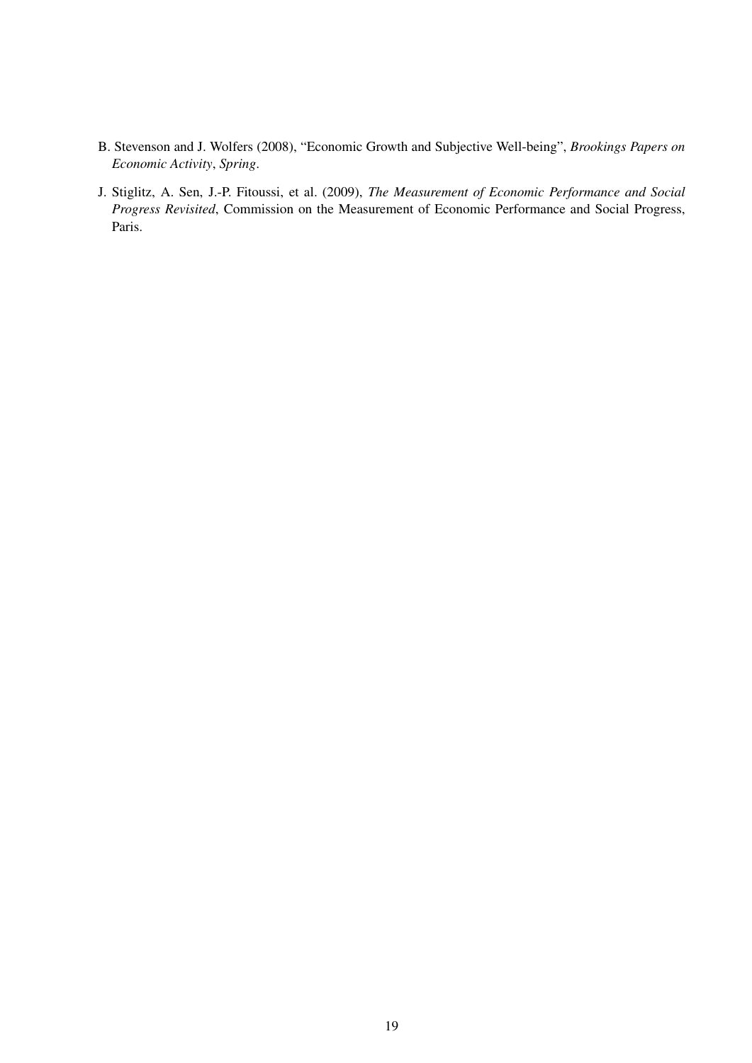B. Stevenson and J. Wolfers (2008), "Economic Growth and Subjective Well-being", *Brookings Papers on Economic Activity*, *Spring*.

J. Stiglitz, A. Sen, J.-P. Fitoussi, et al. (2009), *The Measurement of Economic Performance and Social Progress Revisited*, Commission on the Measurement of Economic Performance and Social Progress, Paris.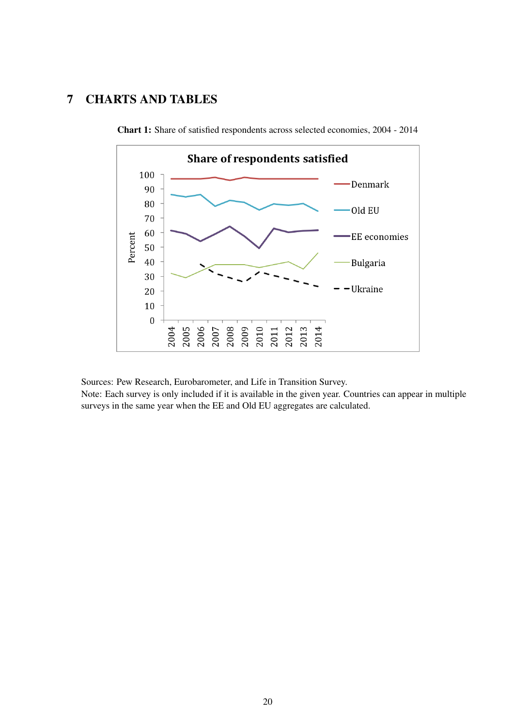# 7 CHARTS AND TABLES

**Chart 1:** Share of satisfied respondents across selected economies, 2004 - 2014

Sources: Pew Research, Eurobarometer, and Life in Transition Survey.
Note: Each survey is only included if it is available in the given year. Countries can appear in multiple surveys in the same year when the EE and Old EU aggregates are calculated.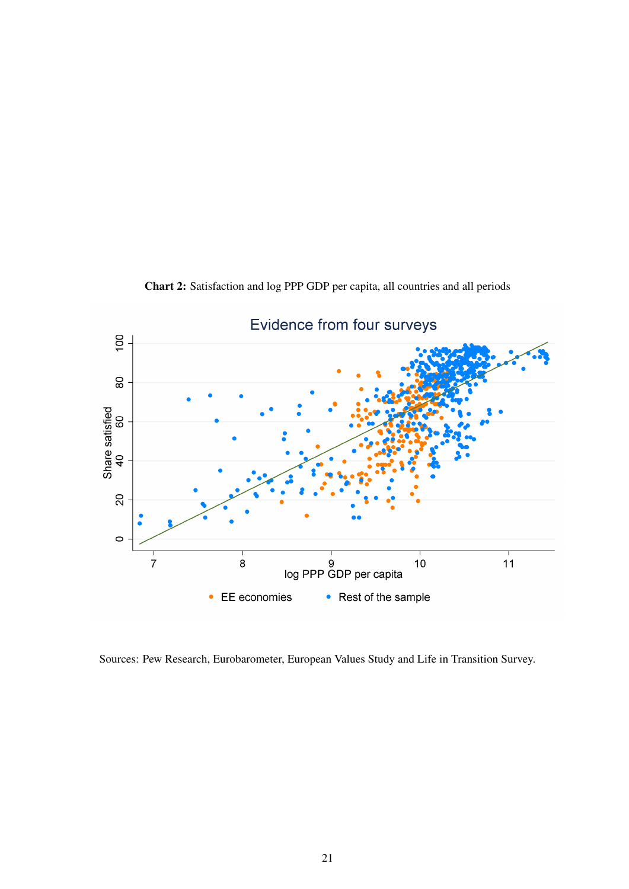**Chart 2:** Satisfaction and log PPP GDP per capita, all countries and all periods

Sources: Pew Research, Eurobarometer, European Values Study and Life in Transition Survey.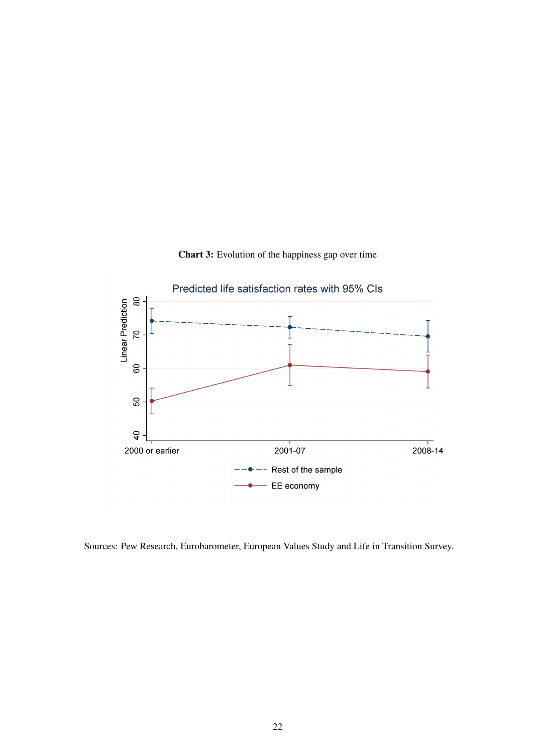**Chart 3:** Evolution of the happiness gap over time

Sources: Pew Research, Eurobarometer, European Values Study and Life in Transition Survey.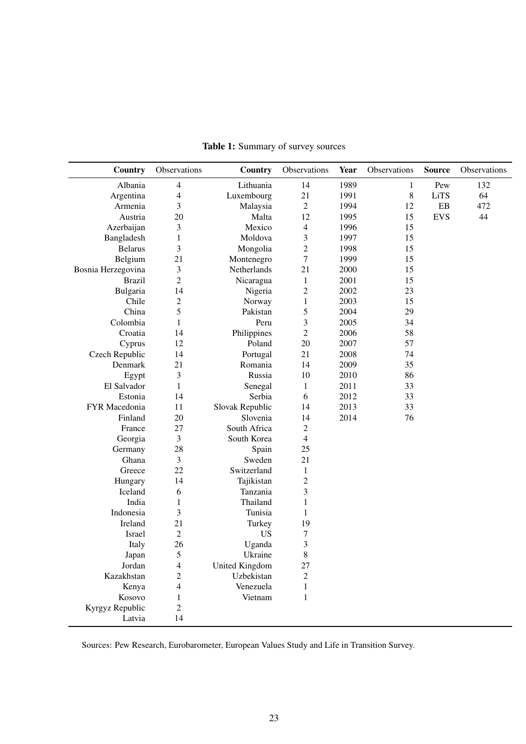**Table 1:** Summary of survey sources

| Country | Observations | Country | Observations | Year | Observations | Source | Observations |
|---|---|---|---|---|---|---|---|
| Albania | 4 | Lithuania | 14 | 1989 | 1 | Pew | 132 |
| Argentina | 4 | Luxembourg | 21 | 1991 | 8 | LiTS | 64 |
| Armenia | 3 | Malaysia | 2 | 1994 | 12 | EB | 472 |
| Austria | 20 | Malta | 12 | 1995 | 15 | EVS | 44 |
| Azerbaijan | 3 | Mexico | 4 | 1996 | 15 | | |
| Bangladesh | 1 | Moldova | 3 | 1997 | 15 | | |
| Belarus | 3 | Mongolia | 2 | 1998 | 15 | | |
| Belgium | 21 | Montenegro | 7 | 1999 | 15 | | |
| Bosnia Herzegovina | 3 | Netherlands | 21 | 2000 | 15 | | |
| Brazil | 2 | Nicaragua | 1 | 2001 | 15 | | |
| Bulgaria | 14 | Nigeria | 2 | 2002 | 23 | | |
| Chile | 2 | Norway | 1 | 2003 | 15 | | |
| China | 5 | Pakistan | 5 | 2004 | 29 | | |
| Colombia | 1 | Peru | 3 | 2005 | 34 | | |
| Croatia | 14 | Philippines | 2 | 2006 | 58 | | |
| Cyprus | 12 | Poland | 20 | 2007 | 57 | | |
| Czech Republic | 14 | Portugal | 21 | 2008 | 74 | | |
| Denmark | 21 | Romania | 14 | 2009 | 35 | | |
| Egypt | 3 | Russia | 10 | 2010 | 86 | | |
| El Salvador | 1 | Senegal | 1 | 2011 | 33 | | |
| Estonia | 14 | Serbia | 6 | 2012 | 33 | | |
| FYR Macedonia | 11 | Slovak Republic | 14 | 2013 | 33 | | |
| Finland | 20 | Slovenia | 14 | 2014 | 76 | | |
| France | 27 | South Africa | 2 | | | | |
| Georgia | 3 | South Korea | 4 | | | | |
| Germany | 28 | Spain | 25 | | | | |
| Ghana | 3 | Sweden | 21 | | | | |
| Greece | 22 | Switzerland | 1 | | | | |
| Hungary | 14 | Tajikistan | 2 | | | | |
| Iceland | 6 | Tanzania | 3 | | | | |
| India | 1 | Thailand | 1 | | | | |
| Indonesia | 3 | Tunisia | 1 | | | | |
| Ireland | 21 | Turkey | 19 | | | | |
| Israel | 2 | US | 7 | | | | |
| Italy | 26 | Uganda | 3 | | | | |
| Japan | 5 | Ukraine | 8 | | | | |
| Jordan | 4 | United Kingdom | 27 | | | | |
| Kazakhstan | 2 | Uzbekistan | 2 | | | | |
| Kenya | 4 | Venezuela | 1 | | | | |
| Kosovo | 1 | Vietnam | 1 | | | | |
| Kyrgyz Republic | 2 | | | | | | |
| Latvia | 14 | | | | | | |

Sources: Pew Research, Eurobarometer, European Values Study and Life in Transition Survey.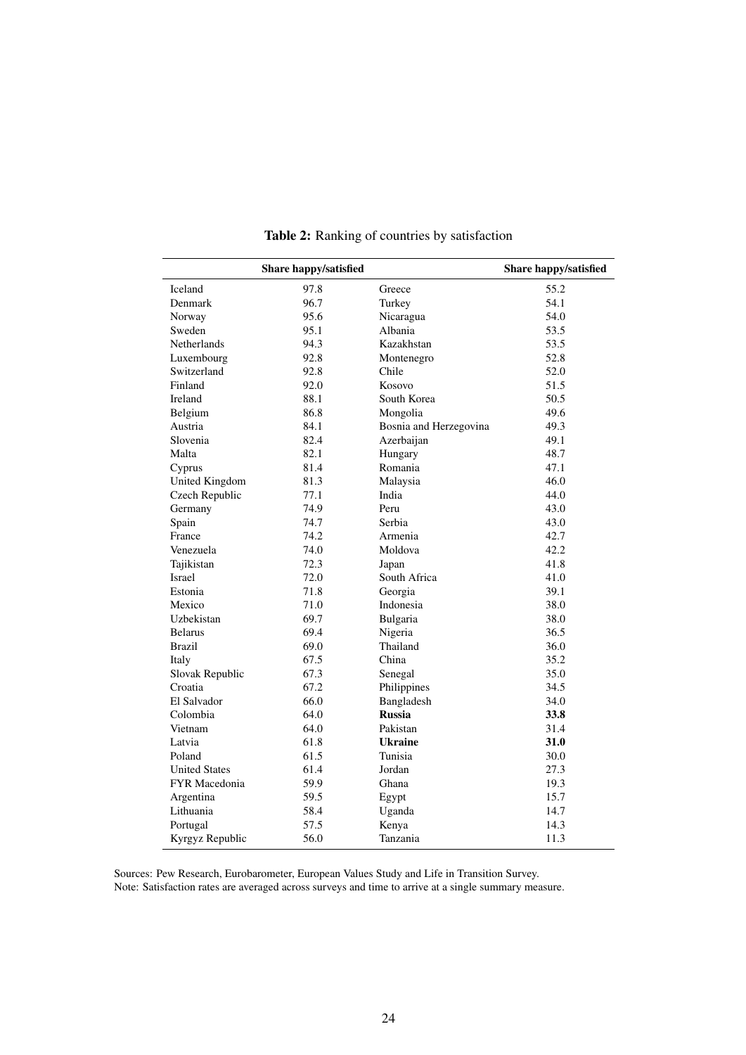**Table 2:** Ranking of countries by satisfaction

| | **Share happy/satisfied** | | **Share happy/satisfied** |
|---|---|---|---|
| Iceland | 97.8 | Greece | 55.2 |
| Denmark | 96.7 | Turkey | 54.1 |
| Norway | 95.6 | Nicaragua | 54.0 |
| Sweden | 95.1 | Albania | 53.5 |
| Netherlands | 94.3 | Kazakhstan | 53.5 |
| Luxembourg | 92.8 | Montenegro | 52.8 |
| Switzerland | 92.8 | Chile | 52.0 |
| Finland | 92.0 | Kosovo | 51.5 |
| Ireland | 88.1 | South Korea | 50.5 |
| Belgium | 86.8 | Mongolia | 49.6 |
| Austria | 84.1 | Bosnia and Herzegovina | 49.3 |
| Slovenia | 82.4 | Azerbaijan | 49.1 |
| Malta | 82.1 | Hungary | 48.7 |
| Cyprus | 81.4 | Romania | 47.1 |
| United Kingdom | 81.3 | Malaysia | 46.0 |
| Czech Republic | 77.1 | India | 44.0 |
| Germany | 74.9 | Peru | 43.0 |
| Spain | 74.7 | Serbia | 43.0 |
| France | 74.2 | Armenia | 42.7 |
| Venezuela | 74.0 | Moldova | 42.2 |
| Tajikistan | 72.3 | Japan | 41.8 |
| Israel | 72.0 | South Africa | 41.0 |
| Estonia | 71.8 | Georgia | 39.1 |
| Mexico | 71.0 | Indonesia | 38.0 |
| Uzbekistan | 69.7 | Bulgaria | 38.0 |
| Belarus | 69.4 | Nigeria | 36.5 |
| Brazil | 69.0 | Thailand | 36.0 |
| Italy | 67.5 | China | 35.2 |
| Slovak Republic | 67.3 | Senegal | 35.0 |
| Croatia | 67.2 | Philippines | 34.5 |
| El Salvador | 66.0 | Bangladesh | 34.0 |
| Colombia | 64.0 | **Russia** | **33.8** |
| Vietnam | 64.0 | Pakistan | 31.4 |
| Latvia | 61.8 | **Ukraine** | **31.0** |
| Poland | 61.5 | Tunisia | 30.0 |
| United States | 61.4 | Jordan | 27.3 |
| FYR Macedonia | 59.9 | Ghana | 19.3 |
| Argentina | 59.5 | Egypt | 15.7 |
| Lithuania | 58.4 | Uganda | 14.7 |
| Portugal | 57.5 | Kenya | 14.3 |
| Kyrgyz Republic | 56.0 | Tanzania | 11.3 |

Sources: Pew Research, Eurobarometer, European Values Study and Life in Transition Survey.
Note: Satisfaction rates are averaged across surveys and time to arrive at a single summary measure.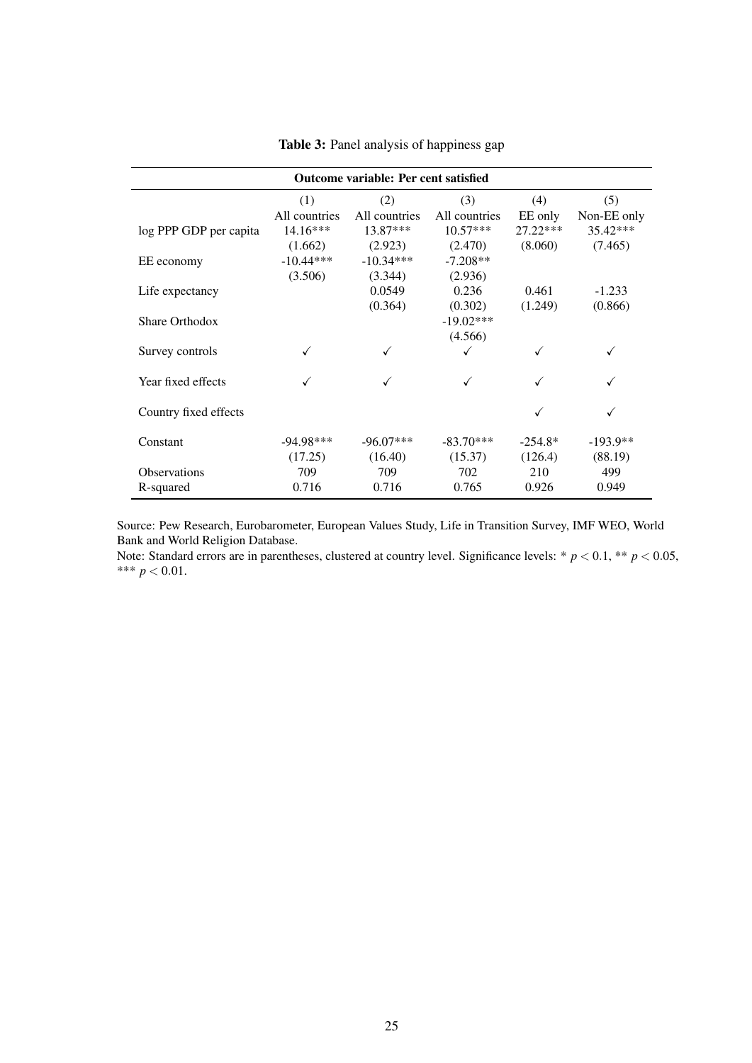**Table 3:** Panel analysis of happiness gap

| Outcome variable: Per cent satisfied | | | | | |
|---|---|---|---|---|---|
| | (1) | (2) | (3) | (4) | (5) |
| | All countries | All countries | All countries | EE only | Non-EE only |
| log PPP GDP per capita | 14.16*** | 13.87*** | 10.57*** | 27.22*** | 35.42*** |
| | (1.662) | (2.923) | (2.470) | (8.060) | (7.465) |
| EE economy | -10.44*** | -10.34*** | -7.208** | | |
| | (3.506) | (3.344) | (2.936) | | |
| Life expectancy | | 0.0549 | 0.236 | 0.461 | -1.233 |
| | | (0.364) | (0.302) | (1.249) | (0.866) |
| Share Orthodox | | | -19.02*** | | |
| | | | (4.566) | | |
| Survey controls | ✓ | ✓ | ✓ | ✓ | ✓ |
| Year fixed effects | ✓ | ✓ | ✓ | ✓ | ✓ |
| Country fixed effects | | | | ✓ | ✓ |
| Constant | -94.98*** | -96.07*** | -83.70*** | -254.8* | -193.9** |
| | (17.25) | (16.40) | (15.37) | (126.4) | (88.19) |
| Observations | 709 | 709 | 702 | 210 | 499 |
| R-squared | 0.716 | 0.716 | 0.765 | 0.926 | 0.949 |

Source: Pew Research, Eurobarometer, European Values Study, Life in Transition Survey, IMF WEO, World Bank and World Religion Database.

Note: Standard errors are in parentheses, clustered at country level. Significance levels: * $p < 0.1$, ** $p < 0.05$, *** $p < 0.01$.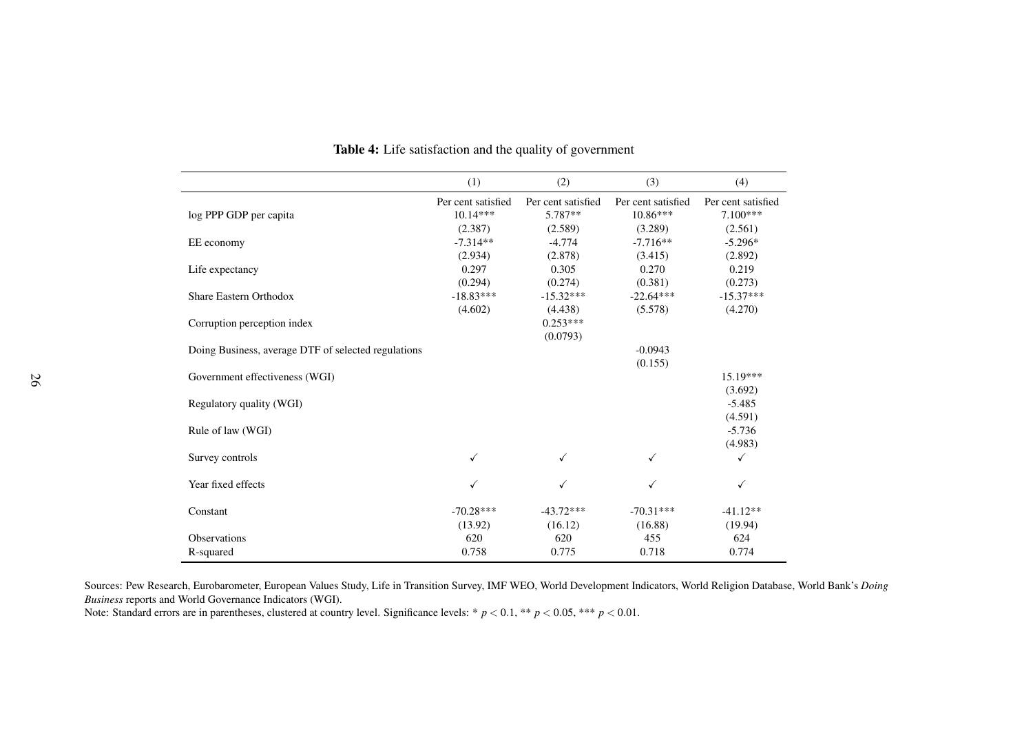**Table 4:** Life satisfaction and the quality of government

| | (1) | (2) | (3) | (4) |
|---|---|---|---|---|
| | Per cent satisfied | Per cent satisfied | Per cent satisfied | Per cent satisfied |
| log PPP GDP per capita | 10.14*** | 5.787** | 10.86*** | 7.100*** |
| | (2.387) | (2.589) | (3.289) | (2.561) |
| EE economy | -7.314** | -4.774 | -7.716** | -5.296* |
| | (2.934) | (2.878) | (3.415) | (2.892) |
| Life expectancy | 0.297 | 0.305 | 0.270 | 0.219 |
| | (0.294) | (0.274) | (0.381) | (0.273) |
| Share Eastern Orthodox | -18.83*** | -15.32*** | -22.64*** | -15.37*** |
| | (4.602) | (4.438) | (5.578) | (4.270) |
| Corruption perception index | | 0.253*** | | |
| | | (0.0793) | | |
| Doing Business, average DTF of selected regulations | | | -0.0943 | |
| | | | (0.155) | |
| Government effectiveness (WGI) | | | | 15.19*** |
| | | | | (3.692) |
| Regulatory quality (WGI) | | | | -5.485 |
| | | | | (4.591) |
| Rule of law (WGI) | | | | -5.736 |
| | | | | (4.983) |
| Survey controls | ✓ | ✓ | ✓ | ✓ |
| Year fixed effects | ✓ | ✓ | ✓ | ✓ |
| Constant | -70.28*** | -43.72*** | -70.31*** | -41.12** |
| | (13.92) | (16.12) | (16.88) | (19.94) |
| Observations | 620 | 620 | 455 | 624 |
| R-squared | 0.758 | 0.775 | 0.718 | 0.774 |

Sources: Pew Research, Eurobarometer, European Values Study, Life in Transition Survey, IMF WEO, World Development Indicators, World Religion Database, World Bank's *Doing Business* reports and World Governance Indicators (WGI).
Note: Standard errors are in parentheses, clustered at country level. Significance levels: * $p < 0.1$, ** $p < 0.05$, *** $p < 0.01$.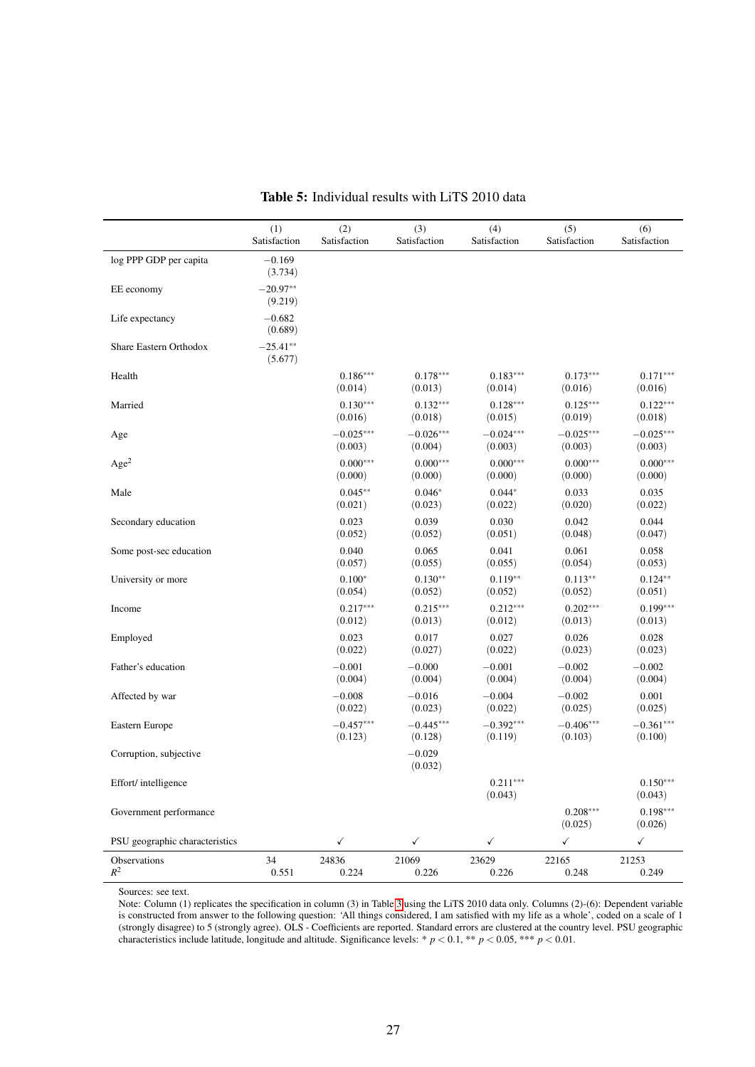**Table 5:** Individual results with LiTS 2010 data

| | (1) Satisfaction | (2) Satisfaction | (3) Satisfaction | (4) Satisfaction | (5) Satisfaction | (6) Satisfaction |
|---|---|---|---|---|---|---|
| log PPP GDP per capita | $-0.169$ | | | | | |
| | $(3.734)$ | | | | | |
| EE economy | $-20.97^{**}$ | | | | | |
| | $(9.219)$ | | | | | |
| Life expectancy | $-0.682$ | | | | | |
| | $(0.689)$ | | | | | |
| Share Eastern Orthodox | $-25.41^{**}$ | | | | | |
| | $(5.677)$ | | | | | |
| Health | | $0.186^{***}$ | $0.178^{***}$ | $0.183^{***}$ | $0.173^{***}$ | $0.171^{***}$ |
| | | $(0.014)$ | $(0.013)$ | $(0.014)$ | $(0.016)$ | $(0.016)$ |
| Married | | $0.130^{***}$ | $0.132^{***}$ | $0.128^{***}$ | $0.125^{***}$ | $0.122^{***}$ |
| | | $(0.016)$ | $(0.018)$ | $(0.015)$ | $(0.019)$ | $(0.018)$ |
| Age | | $-0.025^{***}$ | $-0.026^{***}$ | $-0.024^{***}$ | $-0.025^{***}$ | $-0.025^{***}$ |
| | | $(0.003)$ | $(0.004)$ | $(0.003)$ | $(0.003)$ | $(0.003)$ |
| Age$^2$ | | $0.000^{***}$ | $0.000^{***}$ | $0.000^{***}$ | $0.000^{***}$ | $0.000^{***}$ |
| | | $(0.000)$ | $(0.000)$ | $(0.000)$ | $(0.000)$ | $(0.000)$ |
| Male | | $0.045^{**}$ | $0.046^{*}$ | $0.044^{*}$ | $0.033$ | $0.035$ |
| | | $(0.021)$ | $(0.023)$ | $(0.022)$ | $(0.020)$ | $(0.022)$ |
| Secondary education | | $0.023$ | $0.039$ | $0.030$ | $0.042$ | $0.044$ |
| | | $(0.052)$ | $(0.052)$ | $(0.051)$ | $(0.048)$ | $(0.047)$ |
| Some post-sec education | | $0.040$ | $0.065$ | $0.041$ | $0.061$ | $0.058$ |
| | | $(0.057)$ | $(0.055)$ | $(0.055)$ | $(0.054)$ | $(0.053)$ |
| University or more | | $0.100^{*}$ | $0.130^{**}$ | $0.119^{**}$ | $0.113^{**}$ | $0.124^{**}$ |
| | | $(0.054)$ | $(0.052)$ | $(0.052)$ | $(0.052)$ | $(0.051)$ |
| Income | | $0.217^{***}$ | $0.215^{***}$ | $0.212^{***}$ | $0.202^{***}$ | $0.199^{***}$ |
| | | $(0.012)$ | $(0.013)$ | $(0.012)$ | $(0.013)$ | $(0.013)$ |
| Employed | | $0.023$ | $0.017$ | $0.027$ | $0.026$ | $0.028$ |
| | | $(0.022)$ | $(0.027)$ | $(0.022)$ | $(0.023)$ | $(0.023)$ |
| Father's education | | $-0.001$ | $-0.000$ | $-0.001$ | $-0.002$ | $-0.002$ |
| | | $(0.004)$ | $(0.004)$ | $(0.004)$ | $(0.004)$ | $(0.004)$ |
| Affected by war | | $-0.008$ | $-0.016$ | $-0.004$ | $-0.002$ | $0.001$ |
| | | $(0.022)$ | $(0.023)$ | $(0.022)$ | $(0.025)$ | $(0.025)$ |
| Eastern Europe | | $-0.457^{***}$ | $-0.445^{***}$ | $-0.392^{***}$ | $-0.406^{***}$ | $-0.361^{***}$ |
| | | $(0.123)$ | $(0.128)$ | $(0.119)$ | $(0.103)$ | $(0.100)$ |
| Corruption, subjective | | | $-0.029$ | | | |
| | | | $(0.032)$ | | | |
| Effort/ intelligence | | | | $0.211^{***}$ | | $0.150^{***}$ |
| | | | | $(0.043)$ | | $(0.043)$ |
| Government performance | | | | | $0.208^{***}$ | $0.198^{***}$ |
| | | | | | $(0.025)$ | $(0.026)$ |
| PSU geographic characteristics | | ✓ | ✓ | ✓ | ✓ | ✓ |
| Observations | 34 | 24836 | 21069 | 23629 | 22165 | 21253 |
| $R^2$ | 0.551 | 0.224 | 0.226 | 0.226 | 0.248 | 0.249 |

Sources: see text.

Note: Column (1) replicates the specification in column (3) in Table 3 using the LiTS 2010 data only. Columns (2)-(6): Dependent variable is constructed from answer to the following question: 'All things considered, I am satisfied with my life as a whole', coded on a scale of 1 (strongly disagree) to 5 (strongly agree). OLS - Coefficients are reported. Standard errors are clustered at the country level. PSU geographic characteristics include latitude, longitude and altitude. Significance levels: * $p < 0.1$, ** $p < 0.05$, *** $p < 0.01$.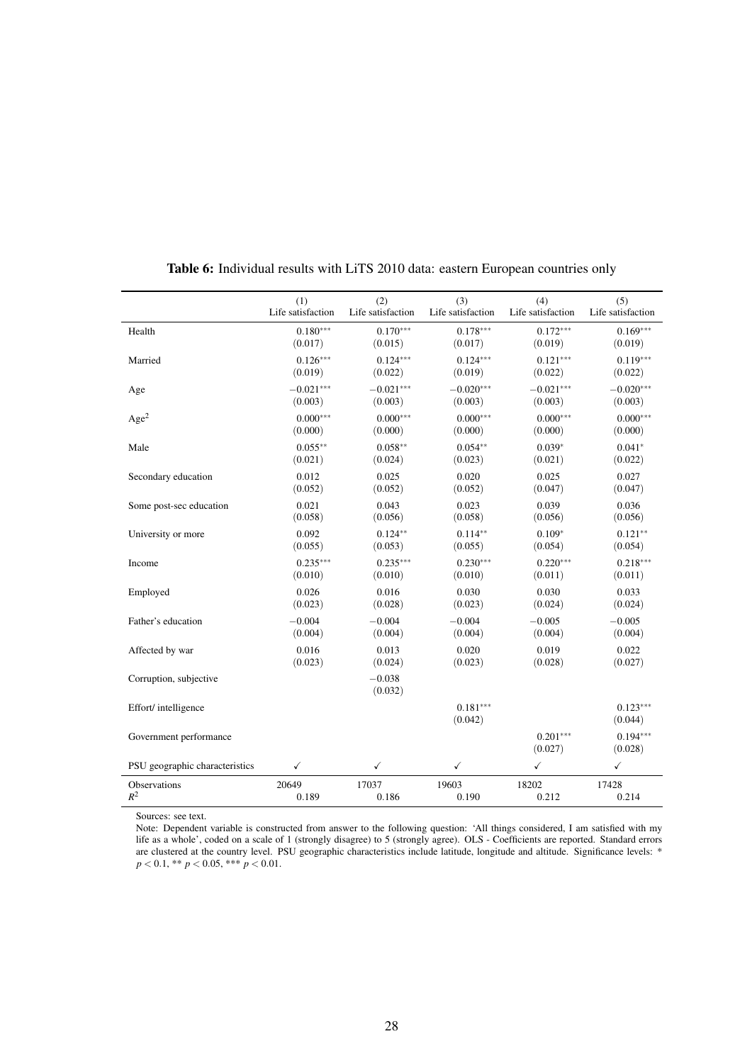**Table 6:** Individual results with LiTS 2010 data: eastern European countries only

| | (1) Life satisfaction | (2) Life satisfaction | (3) Life satisfaction | (4) Life satisfaction | (5) Life satisfaction |
|---|---|---|---|---|---|
| Health | 0.180*** | 0.170*** | 0.178*** | 0.172*** | 0.169*** |
| | (0.017) | (0.015) | (0.017) | (0.019) | (0.019) |
| Married | 0.126*** | 0.124*** | 0.124*** | 0.121*** | 0.119*** |
| | (0.019) | (0.022) | (0.019) | (0.022) | (0.022) |
| Age | −0.021*** | −0.021*** | −0.020*** | −0.021*** | −0.020*** |
| | (0.003) | (0.003) | (0.003) | (0.003) | (0.003) |
| Age$^2$ | 0.000*** | 0.000*** | 0.000*** | 0.000*** | 0.000*** |
| | (0.000) | (0.000) | (0.000) | (0.000) | (0.000) |
| Male | 0.055** | 0.058** | 0.054** | 0.039* | 0.041* |
| | (0.021) | (0.024) | (0.023) | (0.021) | (0.022) |
| Secondary education | 0.012 | 0.025 | 0.020 | 0.025 | 0.027 |
| | (0.052) | (0.052) | (0.052) | (0.047) | (0.047) |
| Some post-sec education | 0.021 | 0.043 | 0.023 | 0.039 | 0.036 |
| | (0.058) | (0.056) | (0.058) | (0.056) | (0.056) |
| University or more | 0.092 | 0.124** | 0.114** | 0.109* | 0.121** |
| | (0.055) | (0.053) | (0.055) | (0.054) | (0.054) |
| Income | 0.235*** | 0.235*** | 0.230*** | 0.220*** | 0.218*** |
| | (0.010) | (0.010) | (0.010) | (0.011) | (0.011) |
| Employed | 0.026 | 0.016 | 0.030 | 0.030 | 0.033 |
| | (0.023) | (0.028) | (0.023) | (0.024) | (0.024) |
| Father's education | −0.004 | −0.004 | −0.004 | −0.005 | −0.005 |
| | (0.004) | (0.004) | (0.004) | (0.004) | (0.004) |
| Affected by war | 0.016 | 0.013 | 0.020 | 0.019 | 0.022 |
| | (0.023) | (0.024) | (0.023) | (0.028) | (0.027) |
| Corruption, subjective | | −0.038 | | | |
| | | (0.032) | | | |
| Effort/ intelligence | | | 0.181*** | | 0.123*** |
| | | | (0.042) | | (0.044) |
| Government performance | | | | 0.201*** | 0.194*** |
| | | | | (0.027) | (0.028) |
| PSU geographic characteristics | ✓ | ✓ | ✓ | ✓ | ✓ |
| Observations | 20649 | 17037 | 19603 | 18202 | 17428 |
| $R^2$ | 0.189 | 0.186 | 0.190 | 0.212 | 0.214 |

Sources: see text.

Note: Dependent variable is constructed from answer to the following question: 'All things considered, I am satisfied with my life as a whole', coded on a scale of 1 (strongly disagree) to 5 (strongly agree). OLS - Coefficients are reported. Standard errors are clustered at the country level. PSU geographic characteristics include latitude, longitude and altitude. Significance levels: * $p < 0.1$, ** $p < 0.05$, *** $p < 0.01$.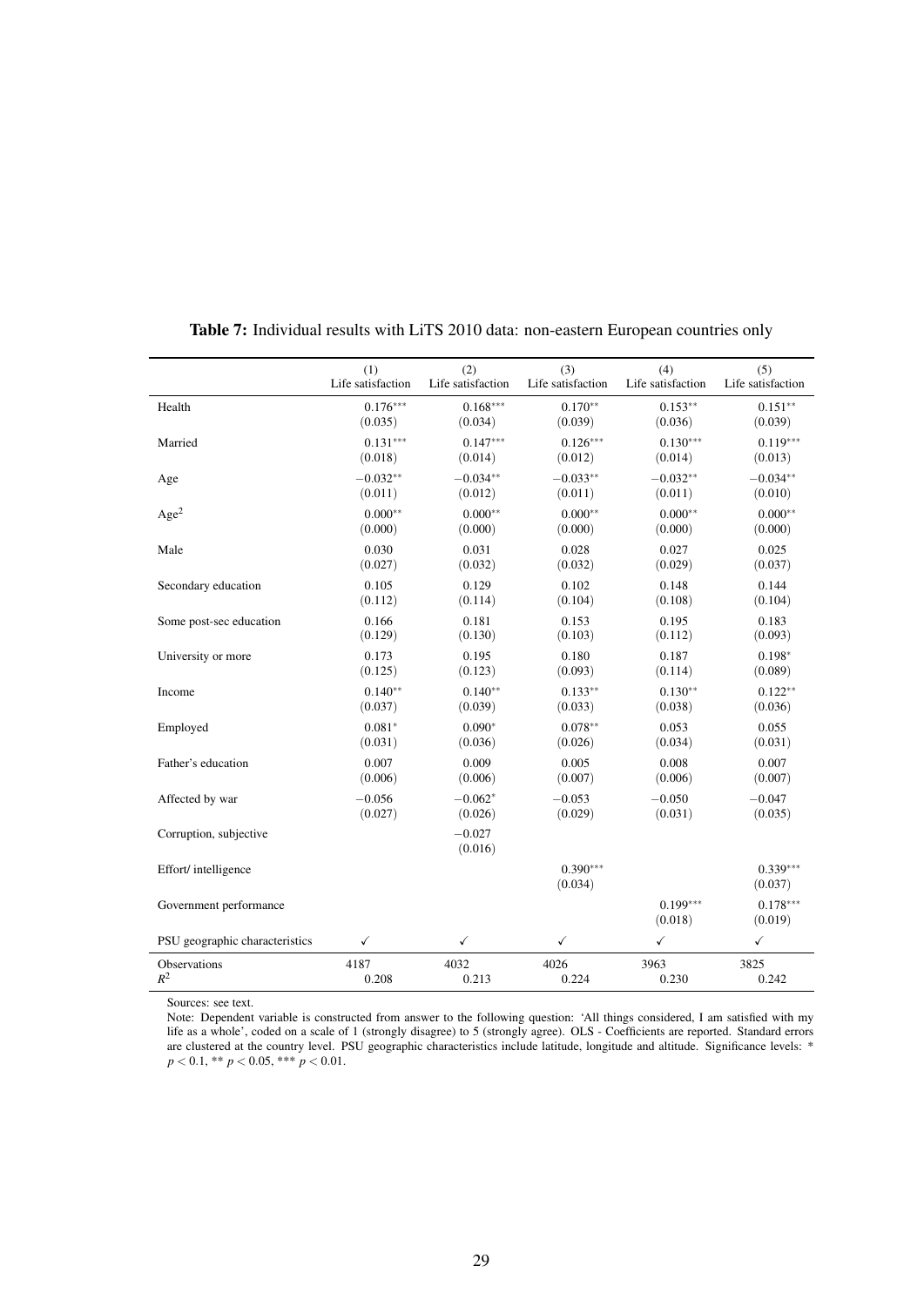**Table 7:** Individual results with LiTS 2010 data: non-eastern European countries only

| | (1) Life satisfaction | (2) Life satisfaction | (3) Life satisfaction | (4) Life satisfaction | (5) Life satisfaction |
|---|---|---|---|---|---|
| Health | $0.176^{***}$ | $0.168^{***}$ | $0.170^{**}$ | $0.153^{**}$ | $0.151^{**}$ |
| | (0.035) | (0.034) | (0.039) | (0.036) | (0.039) |
| Married | $0.131^{***}$ | $0.147^{***}$ | $0.126^{***}$ | $0.130^{***}$ | $0.119^{***}$ |
| | (0.018) | (0.014) | (0.012) | (0.014) | (0.013) |
| Age | $-0.032^{**}$ | $-0.034^{**}$ | $-0.033^{**}$ | $-0.032^{**}$ | $-0.034^{**}$ |
| | (0.011) | (0.012) | (0.011) | (0.011) | (0.010) |
| Age$^2$ | $0.000^{**}$ | $0.000^{**}$ | $0.000^{**}$ | $0.000^{**}$ | $0.000^{**}$ |
| | (0.000) | (0.000) | (0.000) | (0.000) | (0.000) |
| Male | 0.030 | 0.031 | 0.028 | 0.027 | 0.025 |
| | (0.027) | (0.032) | (0.032) | (0.029) | (0.037) |
| Secondary education | 0.105 | 0.129 | 0.102 | 0.148 | 0.144 |
| | (0.112) | (0.114) | (0.104) | (0.108) | (0.104) |
| Some post-sec education | 0.166 | 0.181 | 0.153 | 0.195 | 0.183 |
| | (0.129) | (0.130) | (0.103) | (0.112) | (0.093) |
| University or more | 0.173 | 0.195 | 0.180 | 0.187 | $0.198^{*}$ |
| | (0.125) | (0.123) | (0.093) | (0.114) | (0.089) |
| Income | $0.140^{**}$ | $0.140^{**}$ | $0.133^{**}$ | $0.130^{**}$ | $0.122^{**}$ |
| | (0.037) | (0.039) | (0.033) | (0.038) | (0.036) |
| Employed | $0.081^{*}$ | $0.090^{*}$ | $0.078^{**}$ | 0.053 | 0.055 |
| | (0.031) | (0.036) | (0.026) | (0.034) | (0.031) |
| Father's education | 0.007 | 0.009 | 0.005 | 0.008 | 0.007 |
| | (0.006) | (0.006) | (0.007) | (0.006) | (0.007) |
| Affected by war | $-0.056$ | $-0.062^{*}$ | $-0.053$ | $-0.050$ | $-0.047$ |
| | (0.027) | (0.026) | (0.029) | (0.031) | (0.035) |
| Corruption, subjective | | $-0.027$ | | | |
| | | (0.016) | | | |
| Effort/ intelligence | | | $0.390^{***}$ | | $0.339^{***}$ |
| | | | (0.034) | | (0.037) |
| Government performance | | | | $0.199^{***}$ | $0.178^{***}$ |
| | | | | (0.018) | (0.019) |
| PSU geographic characteristics | ✓ | ✓ | ✓ | ✓ | ✓ |
| Observations | 4187 | 4032 | 4026 | 3963 | 3825 |
| $R^2$ | 0.208 | 0.213 | 0.224 | 0.230 | 0.242 |

Sources: see text.

Note: Dependent variable is constructed from answer to the following question: 'All things considered, I am satisfied with my life as a whole', coded on a scale of 1 (strongly disagree) to 5 (strongly agree). OLS - Coefficients are reported. Standard errors are clustered at the country level. PSU geographic characteristics include latitude, longitude and altitude. Significance levels: * $p < 0.1$, ** $p < 0.05$, *** $p < 0.01$.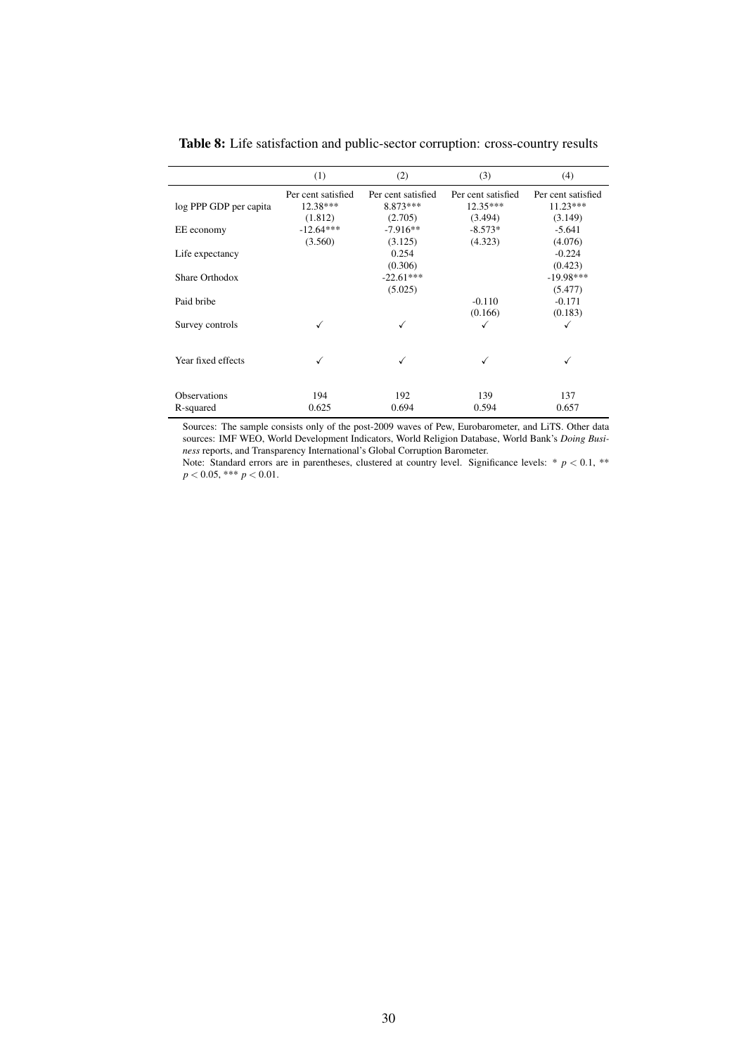**Table 8:** Life satisfaction and public-sector corruption: cross-country results

| | (1) | (2) | (3) | (4) |
|---|---|---|---|---|
| | Per cent satisfied | Per cent satisfied | Per cent satisfied | Per cent satisfied |
| log PPP GDP per capita | 12.38*** | 8.873*** | 12.35*** | 11.23*** |
| | (1.812) | (2.705) | (3.494) | (3.149) |
| EE economy | -12.64*** | -7.916** | -8.573* | -5.641 |
| | (3.560) | (3.125) | (4.323) | (4.076) |
| Life expectancy | | 0.254 | | -0.224 |
| | | (0.306) | | (0.423) |
| Share Orthodox | | -22.61*** | | -19.98*** |
| | | (5.025) | | (5.477) |
| Paid bribe | | | -0.110 | -0.171 |
| | | | (0.166) | (0.183) |
| Survey controls | ✓ | ✓ | ✓ | ✓ |
| Year fixed effects | ✓ | ✓ | ✓ | ✓ |
| Observations | 194 | 192 | 139 | 137 |
| R-squared | 0.625 | 0.694 | 0.594 | 0.657 |

Sources: The sample consists only of the post-2009 waves of Pew, Eurobarometer, and LiTS. Other data sources: IMF WEO, World Development Indicators, World Religion Database, World Bank's *Doing Business* reports, and Transparency International's Global Corruption Barometer.
Note: Standard errors are in parentheses, clustered at country level. Significance levels: * $p < 0.1$, ** $p < 0.05$, *** $p < 0.01$.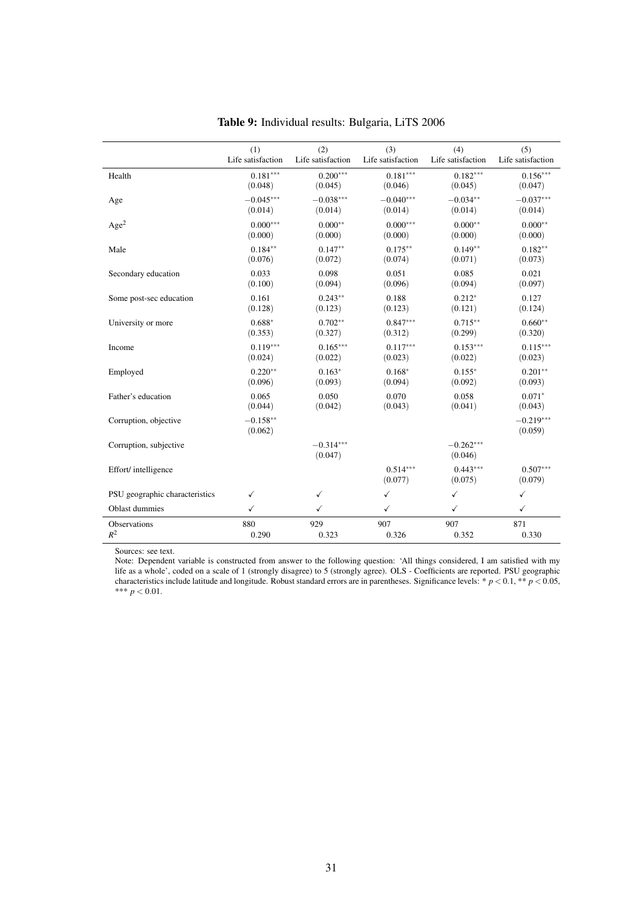**Table 9:** Individual results: Bulgaria, LiTS 2006

| | (1) Life satisfaction | (2) Life satisfaction | (3) Life satisfaction | (4) Life satisfaction | (5) Life satisfaction |
|---|---|---|---|---|---|
| Health | $0.181^{***}$ | $0.200^{***}$ | $0.181^{***}$ | $0.182^{***}$ | $0.156^{***}$ |
| | (0.048) | (0.045) | (0.046) | (0.045) | (0.047) |
| Age | $-0.045^{***}$ | $-0.038^{***}$ | $-0.040^{***}$ | $-0.034^{**}$ | $-0.037^{***}$ |
| | (0.014) | (0.014) | (0.014) | (0.014) | (0.014) |
| Age$^2$ | $0.000^{***}$ | $0.000^{**}$ | $0.000^{***}$ | $0.000^{**}$ | $0.000^{**}$ |
| | (0.000) | (0.000) | (0.000) | (0.000) | (0.000) |
| Male | $0.184^{**}$ | $0.147^{**}$ | $0.175^{**}$ | $0.149^{**}$ | $0.182^{**}$ |
| | (0.076) | (0.072) | (0.074) | (0.071) | (0.073) |
| Secondary education | 0.033 | 0.098 | 0.051 | 0.085 | 0.021 |
| | (0.100) | (0.094) | (0.096) | (0.094) | (0.097) |
| Some post-sec education | 0.161 | $0.243^{**}$ | 0.188 | $0.212^{*}$ | 0.127 |
| | (0.128) | (0.123) | (0.123) | (0.121) | (0.124) |
| University or more | $0.688^{*}$ | $0.702^{**}$ | $0.847^{***}$ | $0.715^{**}$ | $0.660^{**}$ |
| | (0.353) | (0.327) | (0.312) | (0.299) | (0.320) |
| Income | $0.119^{***}$ | $0.165^{***}$ | $0.117^{***}$ | $0.153^{***}$ | $0.115^{***}$ |
| | (0.024) | (0.022) | (0.023) | (0.022) | (0.023) |
| Employed | $0.220^{**}$ | $0.163^{*}$ | $0.168^{*}$ | $0.155^{*}$ | $0.201^{**}$ |
| | (0.096) | (0.093) | (0.094) | (0.092) | (0.093) |
| Father's education | 0.065 | 0.050 | 0.070 | 0.058 | $0.071^{*}$ |
| | (0.044) | (0.042) | (0.043) | (0.041) | (0.043) |
| Corruption, objective | $-0.158^{**}$ | | | | $-0.219^{***}$ |
| | (0.062) | | | | (0.059) |
| Corruption, subjective | | $-0.314^{***}$ | | $-0.262^{***}$ | |
| | | (0.047) | | (0.046) | |
| Effort/ intelligence | | | $0.514^{***}$ | $0.443^{***}$ | $0.507^{***}$ |
| | | | (0.077) | (0.075) | (0.079) |
| PSU geographic characteristics | ✓ | ✓ | ✓ | ✓ | ✓ |
| Oblast dummies | ✓ | ✓ | ✓ | ✓ | ✓ |
| Observations | 880 | 929 | 907 | 907 | 871 |
| $R^2$ | 0.290 | 0.323 | 0.326 | 0.352 | 0.330 |

Sources: see text.

Note: Dependent variable is constructed from answer to the following question: 'All things considered, I am satisfied with my life as a whole', coded on a scale of 1 (strongly disagree) to 5 (strongly agree). OLS - Coefficients are reported. PSU geographic characteristics include latitude and longitude. Robust standard errors are in parentheses. Significance levels: * $p < 0.1$, ** $p < 0.05$, *** $p < 0.01$.